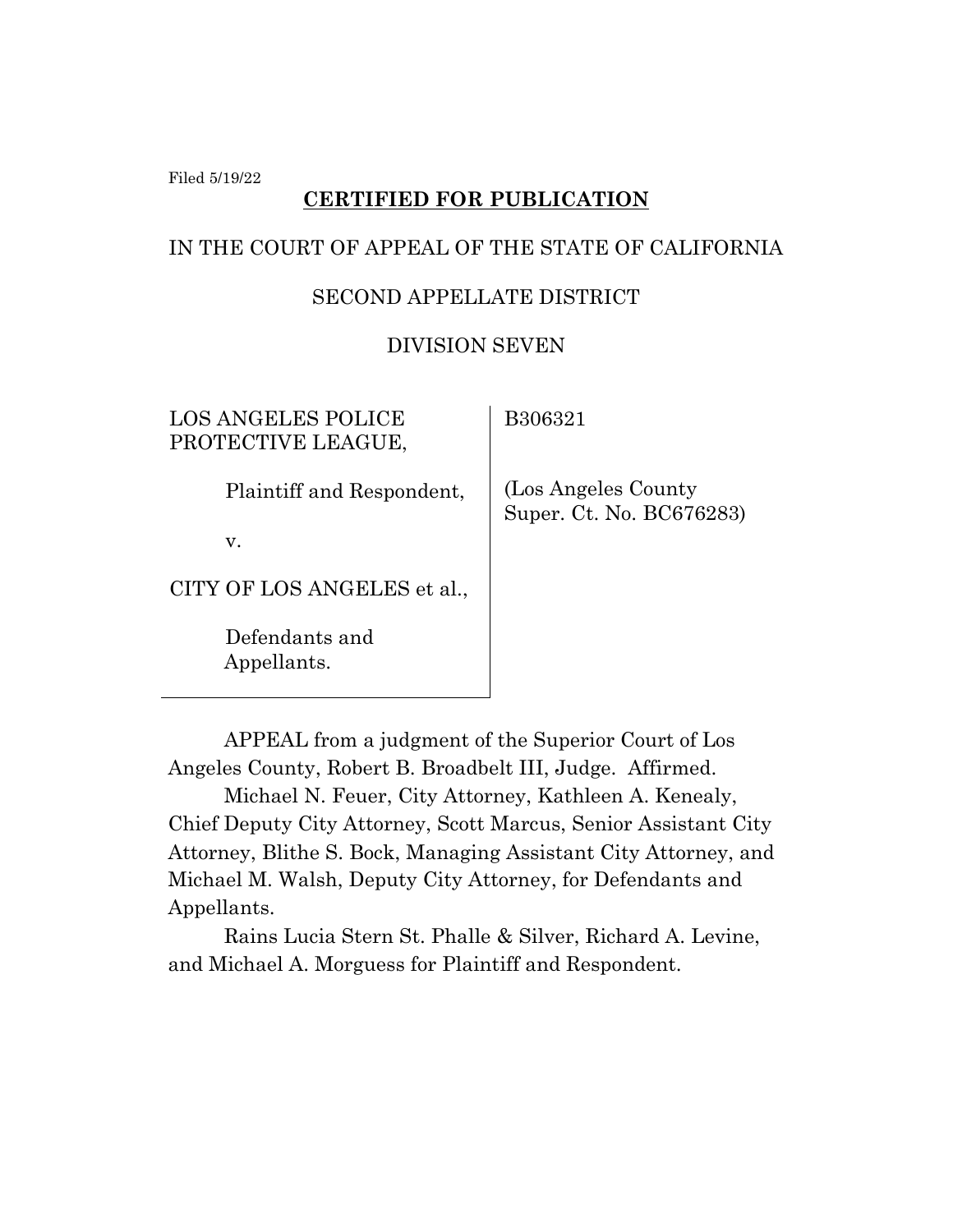Filed 5/19/22

**CERTIFIED FOR PUBLICATION**

IN THE COURT OF APPEAL OF THE STATE OF CALIFORNIA

SECOND APPELLATE DISTRICT

DIVISION SEVEN

| | |
|---|---|
| LOS ANGELES POLICE PROTECTIVE LEAGUE,<br><br>Plaintiff and Respondent,<br><br>v.<br><br>CITY OF LOS ANGELES et al.,<br><br>Defendants and Appellants. | B306321<br><br>(Los Angeles County Super. Ct. No. BC676283) |

APPEAL from a judgment of the Superior Court of Los Angeles County, Robert B. Broadbelt III, Judge. Affirmed.

Michael N. Feuer, City Attorney, Kathleen A. Kenealy, Chief Deputy City Attorney, Scott Marcus, Senior Assistant City Attorney, Blithe S. Bock, Managing Assistant City Attorney, and Michael M. Walsh, Deputy City Attorney, for Defendants and Appellants.

Rains Lucia Stern St. Phalle & Silver, Richard A. Levine, and Michael A. Morguess for Plaintiff and Respondent.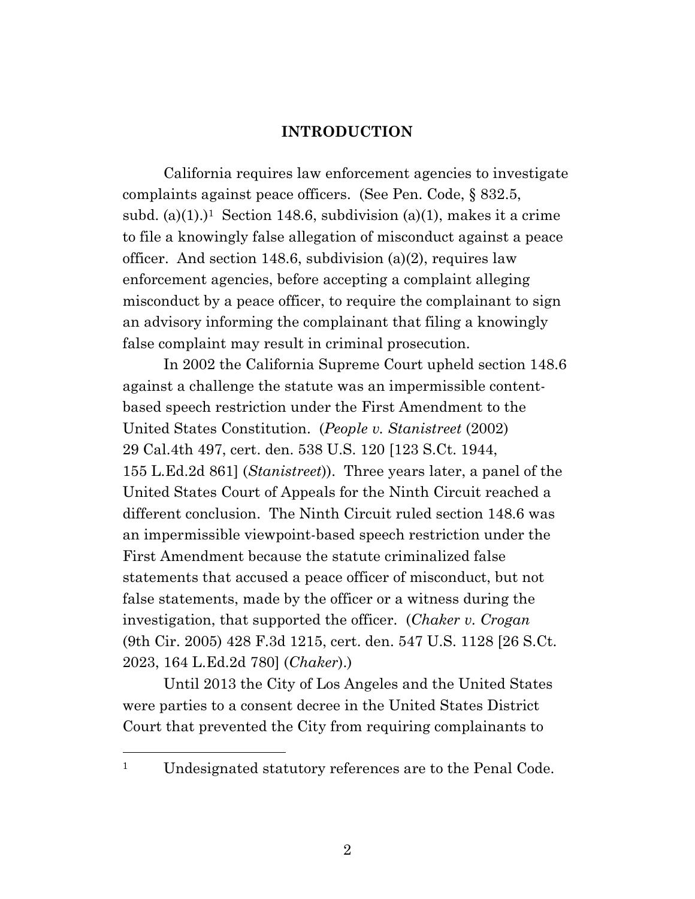# INTRODUCTION

California requires law enforcement agencies to investigate complaints against peace officers. (See Pen. Code, § 832.5, subd. (a)(1).)[1] Section 148.6, subdivision (a)(1), makes it a crime to file a knowingly false allegation of misconduct against a peace officer. And section 148.6, subdivision (a)(2), requires law enforcement agencies, before accepting a complaint alleging misconduct by a peace officer, to require the complainant to sign an advisory informing the complainant that filing a knowingly false complaint may result in criminal prosecution.

In 2002 the California Supreme Court upheld section 148.6 against a challenge the statute was an impermissible content-based speech restriction under the First Amendment to the United States Constitution. (*People v. Stanistreet* (2002) 29 Cal.4th 497, cert. den. 538 U.S. 120 [123 S.Ct. 1944, 155 L.Ed.2d 861] (*Stanistreet*)). Three years later, a panel of the United States Court of Appeals for the Ninth Circuit reached a different conclusion. The Ninth Circuit ruled section 148.6 was an impermissible viewpoint-based speech restriction under the First Amendment because the statute criminalized false statements that accused a peace officer of misconduct, but not false statements, made by the officer or a witness during the investigation, that supported the officer. (*Chaker v. Crogan* (9th Cir. 2005) 428 F.3d 1215, cert. den. 547 U.S. 1128 [26 S.Ct. 2023, 164 L.Ed.2d 780] (*Chaker*).)

Until 2013 the City of Los Angeles and the United States were parties to a consent decree in the United States District Court that prevented the City from requiring complainants to

---

[1] Undesignated statutory references are to the Penal Code.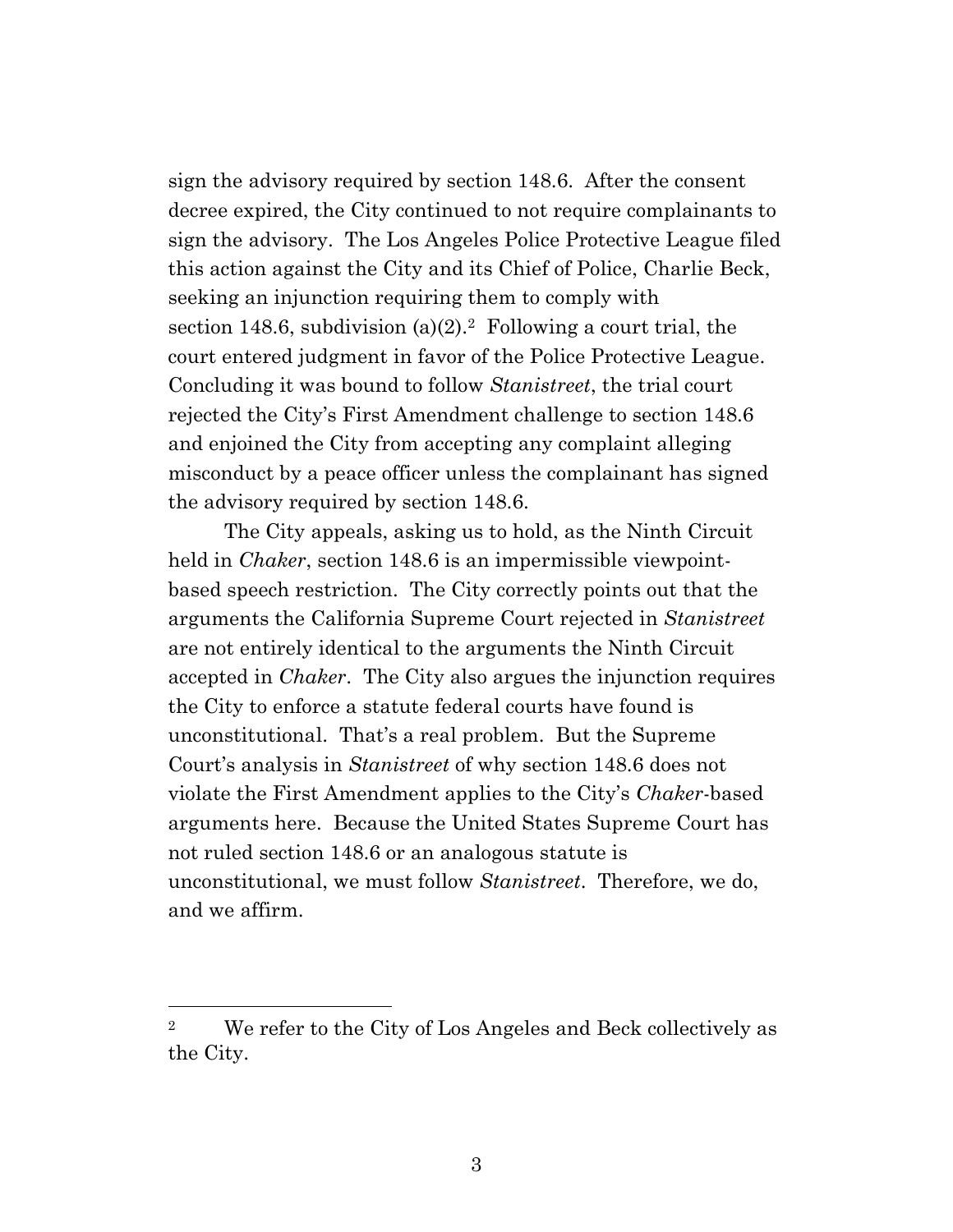sign the advisory required by section 148.6. After the consent decree expired, the City continued to not require complainants to sign the advisory. The Los Angeles Police Protective League filed this action against the City and its Chief of Police, Charlie Beck, seeking an injunction requiring them to comply with section 148.6, subdivision (a)(2).[2] Following a court trial, the court entered judgment in favor of the Police Protective League. Concluding it was bound to follow *Stanistreet*, the trial court rejected the City's First Amendment challenge to section 148.6 and enjoined the City from accepting any complaint alleging misconduct by a peace officer unless the complainant has signed the advisory required by section 148.6.

The City appeals, asking us to hold, as the Ninth Circuit held in *Chaker*, section 148.6 is an impermissible viewpoint-based speech restriction. The City correctly points out that the arguments the California Supreme Court rejected in *Stanistreet* are not entirely identical to the arguments the Ninth Circuit accepted in *Chaker*. The City also argues the injunction requires the City to enforce a statute federal courts have found is unconstitutional. That's a real problem. But the Supreme Court's analysis in *Stanistreet* of why section 148.6 does not violate the First Amendment applies to the City's *Chaker*-based arguments here. Because the United States Supreme Court has not ruled section 148.6 or an analogous statute is unconstitutional, we must follow *Stanistreet*. Therefore, we do, and we affirm.

---

[2] We refer to the City of Los Angeles and Beck collectively as the City.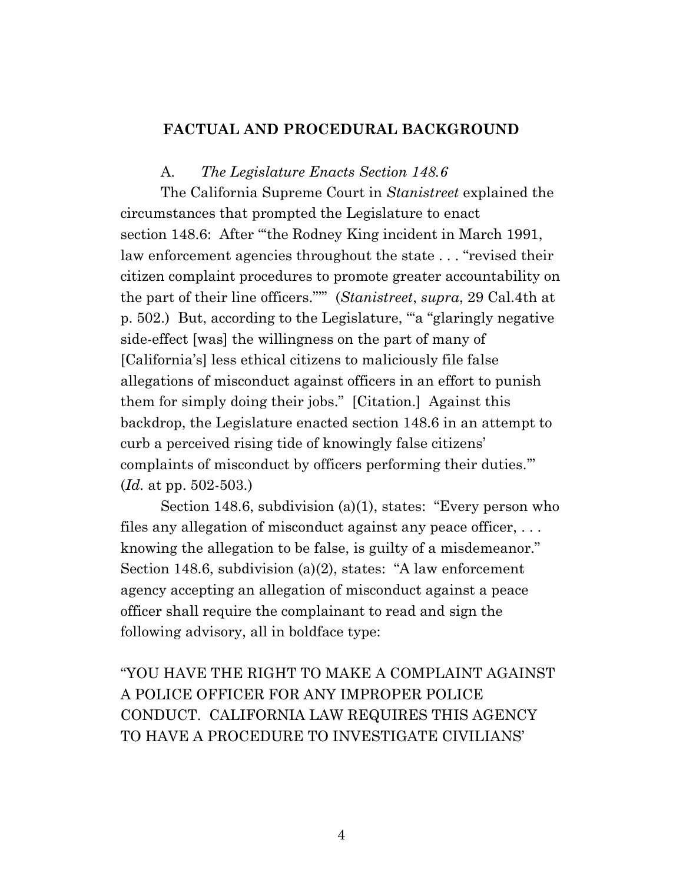## FACTUAL AND PROCEDURAL BACKGROUND

A. *The Legislature Enacts Section 148.6*

The California Supreme Court in *Stanistreet* explained the circumstances that prompted the Legislature to enact section 148.6: After "'the Rodney King incident in March 1991, law enforcement agencies throughout the state . . . "revised their citizen complaint procedures to promote greater accountability on the part of their line officers."'" (*Stanistreet*, *supra*, 29 Cal.4th at p. 502.) But, according to the Legislature, "'a "glaringly negative side-effect [was] the willingness on the part of many of [California's] less ethical citizens to maliciously file false allegations of misconduct against officers in an effort to punish them for simply doing their jobs." [Citation.] Against this backdrop, the Legislature enacted section 148.6 in an attempt to curb a perceived rising tide of knowingly false citizens' complaints of misconduct by officers performing their duties.'" (*Id.* at pp. 502-503.)

Section 148.6, subdivision (a)(1), states: "Every person who files any allegation of misconduct against any peace officer, . . . knowing the allegation to be false, is guilty of a misdemeanor." Section 148.6, subdivision (a)(2), states: "A law enforcement agency accepting an allegation of misconduct against a peace officer shall require the complainant to read and sign the following advisory, all in boldface type:

"YOU HAVE THE RIGHT TO MAKE A COMPLAINT AGAINST A POLICE OFFICER FOR ANY IMPROPER POLICE CONDUCT. CALIFORNIA LAW REQUIRES THIS AGENCY TO HAVE A PROCEDURE TO INVESTIGATE CIVILIANS'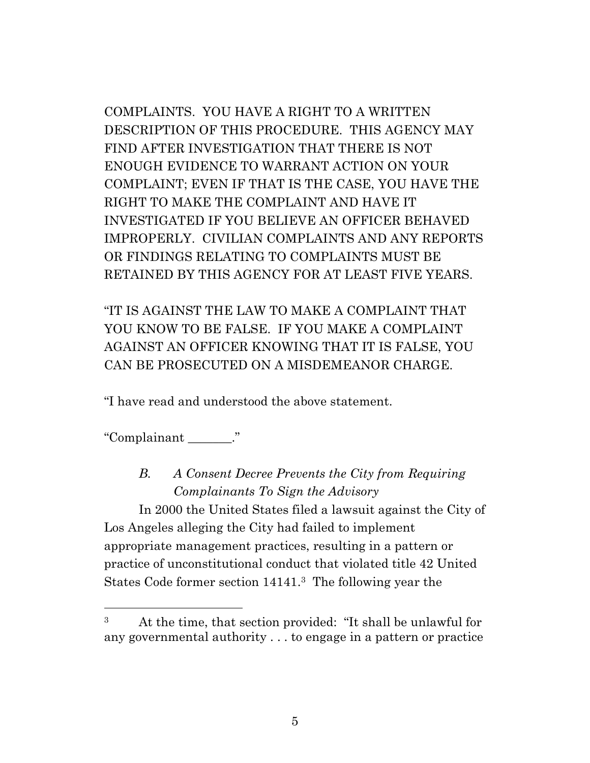COMPLAINTS. YOU HAVE A RIGHT TO A WRITTEN DESCRIPTION OF THIS PROCEDURE. THIS AGENCY MAY FIND AFTER INVESTIGATION THAT THERE IS NOT ENOUGH EVIDENCE TO WARRANT ACTION ON YOUR COMPLAINT; EVEN IF THAT IS THE CASE, YOU HAVE THE RIGHT TO MAKE THE COMPLAINT AND HAVE IT INVESTIGATED IF YOU BELIEVE AN OFFICER BEHAVED IMPROPERLY. CIVILIAN COMPLAINTS AND ANY REPORTS OR FINDINGS RELATING TO COMPLAINTS MUST BE RETAINED BY THIS AGENCY FOR AT LEAST FIVE YEARS.

"IT IS AGAINST THE LAW TO MAKE A COMPLAINT THAT YOU KNOW TO BE FALSE. IF YOU MAKE A COMPLAINT AGAINST AN OFFICER KNOWING THAT IT IS FALSE, YOU CAN BE PROSECUTED ON A MISDEMEANOR CHARGE.

"I have read and understood the above statement.

"Complainant _______."

### *B. A Consent Decree Prevents the City from Requiring Complainants To Sign the Advisory*

In 2000 the United States filed a lawsuit against the City of Los Angeles alleging the City had failed to implement appropriate management practices, resulting in a pattern or practice of unconstitutional conduct that violated title 42 United States Code former section 14141.[3] The following year the

---

[3] At the time, that section provided: "It shall be unlawful for any governmental authority . . . to engage in a pattern or practice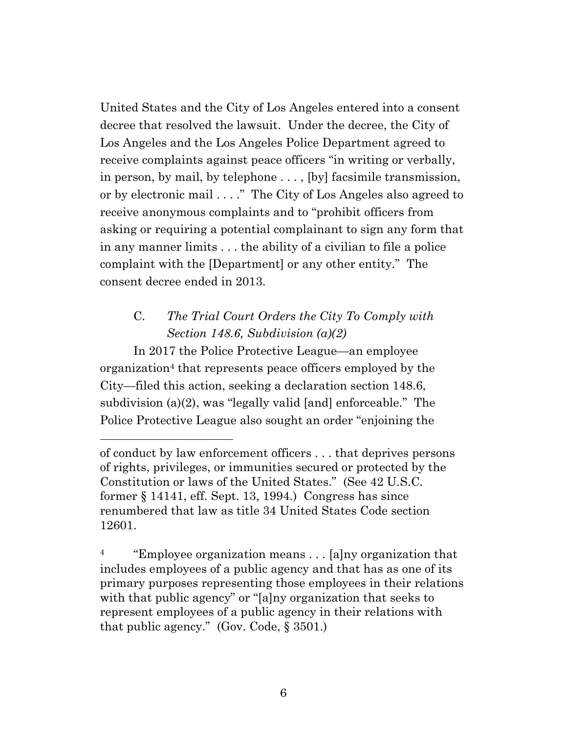United States and the City of Los Angeles entered into a consent decree that resolved the lawsuit. Under the decree, the City of Los Angeles and the Los Angeles Police Department agreed to receive complaints against peace officers "in writing or verbally, in person, by mail, by telephone . . . , [by] facsimile transmission, or by electronic mail . . . ." The City of Los Angeles also agreed to receive anonymous complaints and to "prohibit officers from asking or requiring a potential complainant to sign any form that in any manner limits . . . the ability of a civilian to file a police complaint with the [Department] or any other entity." The consent decree ended in 2013.

### C. *The Trial Court Orders the City To Comply with Section 148.6, Subdivision (a)(2)*

In 2017 the Police Protective League—an employee organization[4] that represents peace officers employed by the City—filed this action, seeking a declaration section 148.6, subdivision (a)(2), was "legally valid [and] enforceable." The Police Protective League also sought an order "enjoining the

---

of conduct by law enforcement officers . . . that deprives persons of rights, privileges, or immunities secured or protected by the Constitution or laws of the United States." (See 42 U.S.C. former § 14141, eff. Sept. 13, 1994.) Congress has since renumbered that law as title 34 United States Code section 12601.

[4] "Employee organization means . . . [a]ny organization that includes employees of a public agency and that has as one of its primary purposes representing those employees in their relations with that public agency" or "[a]ny organization that seeks to represent employees of a public agency in their relations with that public agency." (Gov. Code, § 3501.)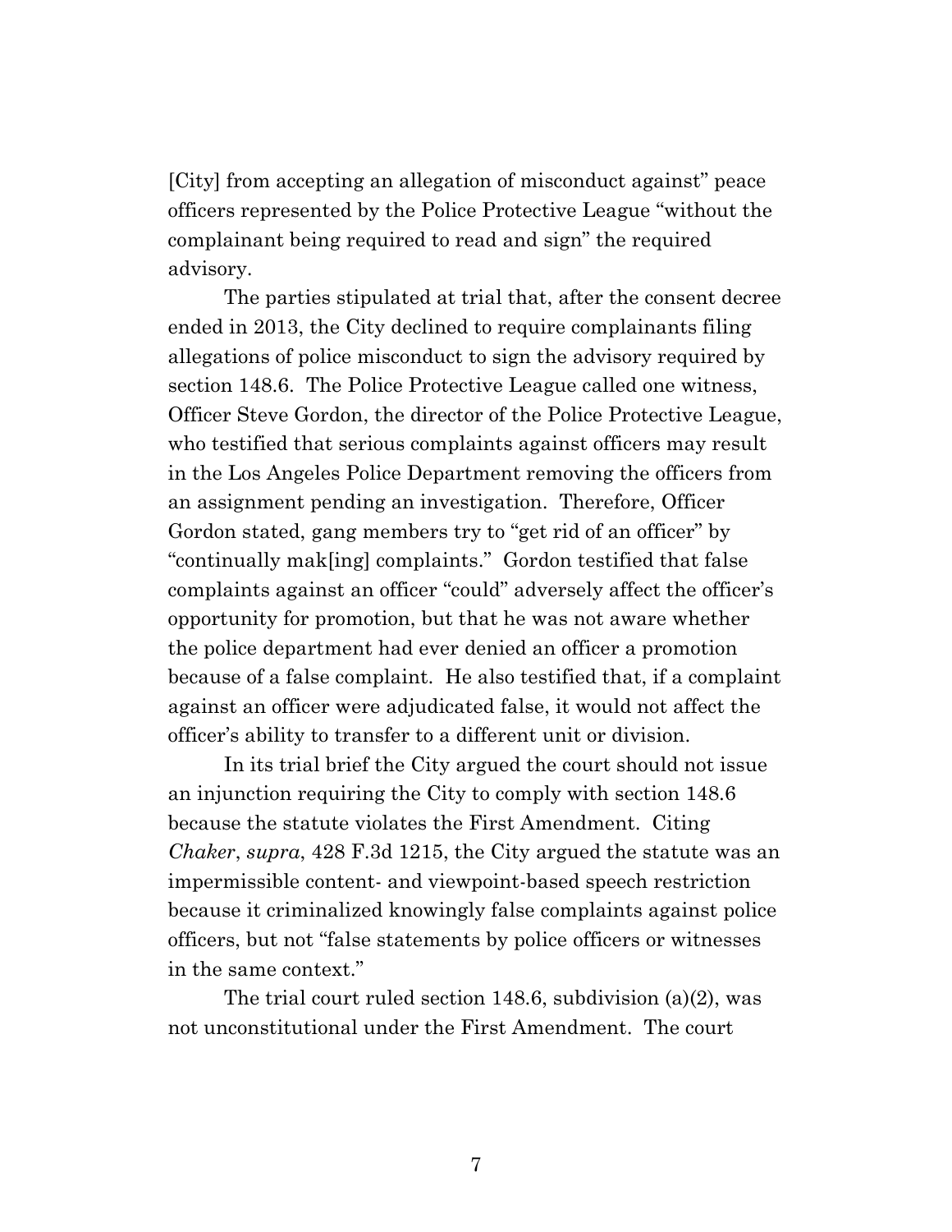[City] from accepting an allegation of misconduct against" peace officers represented by the Police Protective League "without the complainant being required to read and sign" the required advisory.

The parties stipulated at trial that, after the consent decree ended in 2013, the City declined to require complainants filing allegations of police misconduct to sign the advisory required by section 148.6. The Police Protective League called one witness, Officer Steve Gordon, the director of the Police Protective League, who testified that serious complaints against officers may result in the Los Angeles Police Department removing the officers from an assignment pending an investigation. Therefore, Officer Gordon stated, gang members try to "get rid of an officer" by "continually mak[ing] complaints." Gordon testified that false complaints against an officer "could" adversely affect the officer's opportunity for promotion, but that he was not aware whether the police department had ever denied an officer a promotion because of a false complaint. He also testified that, if a complaint against an officer were adjudicated false, it would not affect the officer's ability to transfer to a different unit or division.

In its trial brief the City argued the court should not issue an injunction requiring the City to comply with section 148.6 because the statute violates the First Amendment. Citing *Chaker*, *supra*, 428 F.3d 1215, the City argued the statute was an impermissible content- and viewpoint-based speech restriction because it criminalized knowingly false complaints against police officers, but not "false statements by police officers or witnesses in the same context."

The trial court ruled section 148.6, subdivision (a)(2), was not unconstitutional under the First Amendment. The court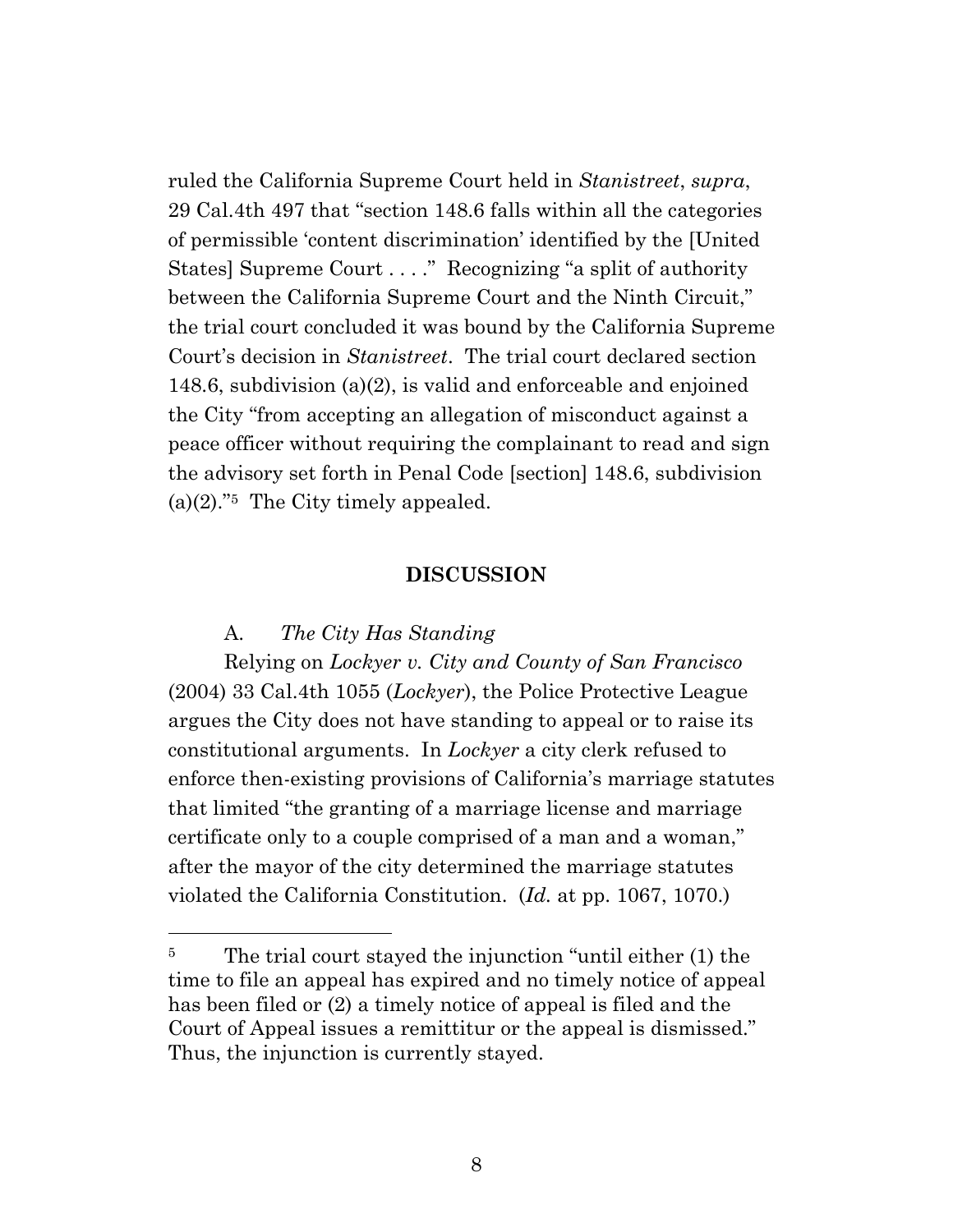ruled the California Supreme Court held in *Stanistreet*, *supra*, 29 Cal.4th 497 that "section 148.6 falls within all the categories of permissible 'content discrimination' identified by the [United States] Supreme Court . . . ." Recognizing "a split of authority between the California Supreme Court and the Ninth Circuit," the trial court concluded it was bound by the California Supreme Court's decision in *Stanistreet*. The trial court declared section 148.6, subdivision (a)(2), is valid and enforceable and enjoined the City "from accepting an allegation of misconduct against a peace officer without requiring the complainant to read and sign the advisory set forth in Penal Code [section] 148.6, subdivision (a)(2)."[5] The City timely appealed.

## DISCUSSION

A. *The City Has Standing*

Relying on *Lockyer v. City and County of San Francisco* (2004) 33 Cal.4th 1055 (*Lockyer*), the Police Protective League argues the City does not have standing to appeal or to raise its constitutional arguments. In *Lockyer* a city clerk refused to enforce then-existing provisions of California's marriage statutes that limited "the granting of a marriage license and marriage certificate only to a couple comprised of a man and a woman," after the mayor of the city determined the marriage statutes violated the California Constitution. (*Id.* at pp. 1067, 1070.)

---

[5] The trial court stayed the injunction "until either (1) the time to file an appeal has expired and no timely notice of appeal has been filed or (2) a timely notice of appeal is filed and the Court of Appeal issues a remittitur or the appeal is dismissed." Thus, the injunction is currently stayed.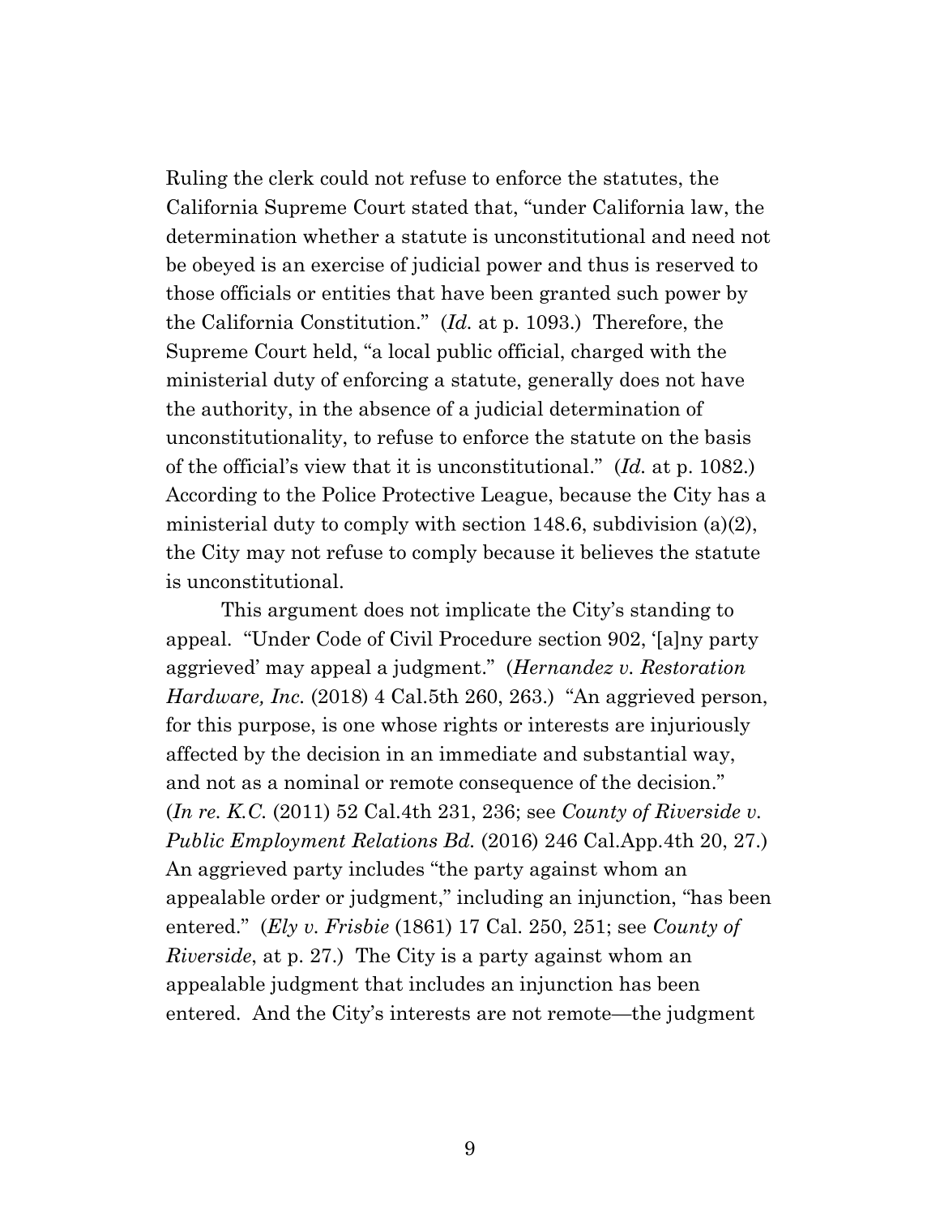Ruling the clerk could not refuse to enforce the statutes, the California Supreme Court stated that, "under California law, the determination whether a statute is unconstitutional and need not be obeyed is an exercise of judicial power and thus is reserved to those officials or entities that have been granted such power by the California Constitution." (*Id.* at p. 1093.) Therefore, the Supreme Court held, "a local public official, charged with the ministerial duty of enforcing a statute, generally does not have the authority, in the absence of a judicial determination of unconstitutionality, to refuse to enforce the statute on the basis of the official's view that it is unconstitutional." (*Id.* at p. 1082.) According to the Police Protective League, because the City has a ministerial duty to comply with section 148.6, subdivision (a)(2), the City may not refuse to comply because it believes the statute is unconstitutional.

This argument does not implicate the City's standing to appeal. "Under Code of Civil Procedure section 902, '[a]ny party aggrieved' may appeal a judgment." (*Hernandez v. Restoration Hardware, Inc.* (2018) 4 Cal.5th 260, 263.) "An aggrieved person, for this purpose, is one whose rights or interests are injuriously affected by the decision in an immediate and substantial way, and not as a nominal or remote consequence of the decision." (*In re. K.C.* (2011) 52 Cal.4th 231, 236; see *County of Riverside v. Public Employment Relations Bd.* (2016) 246 Cal.App.4th 20, 27.) An aggrieved party includes "the party against whom an appealable order or judgment," including an injunction, "has been entered." (*Ely v. Frisbie* (1861) 17 Cal. 250, 251; see *County of Riverside*, at p. 27.) The City is a party against whom an appealable judgment that includes an injunction has been entered. And the City's interests are not remote—the judgment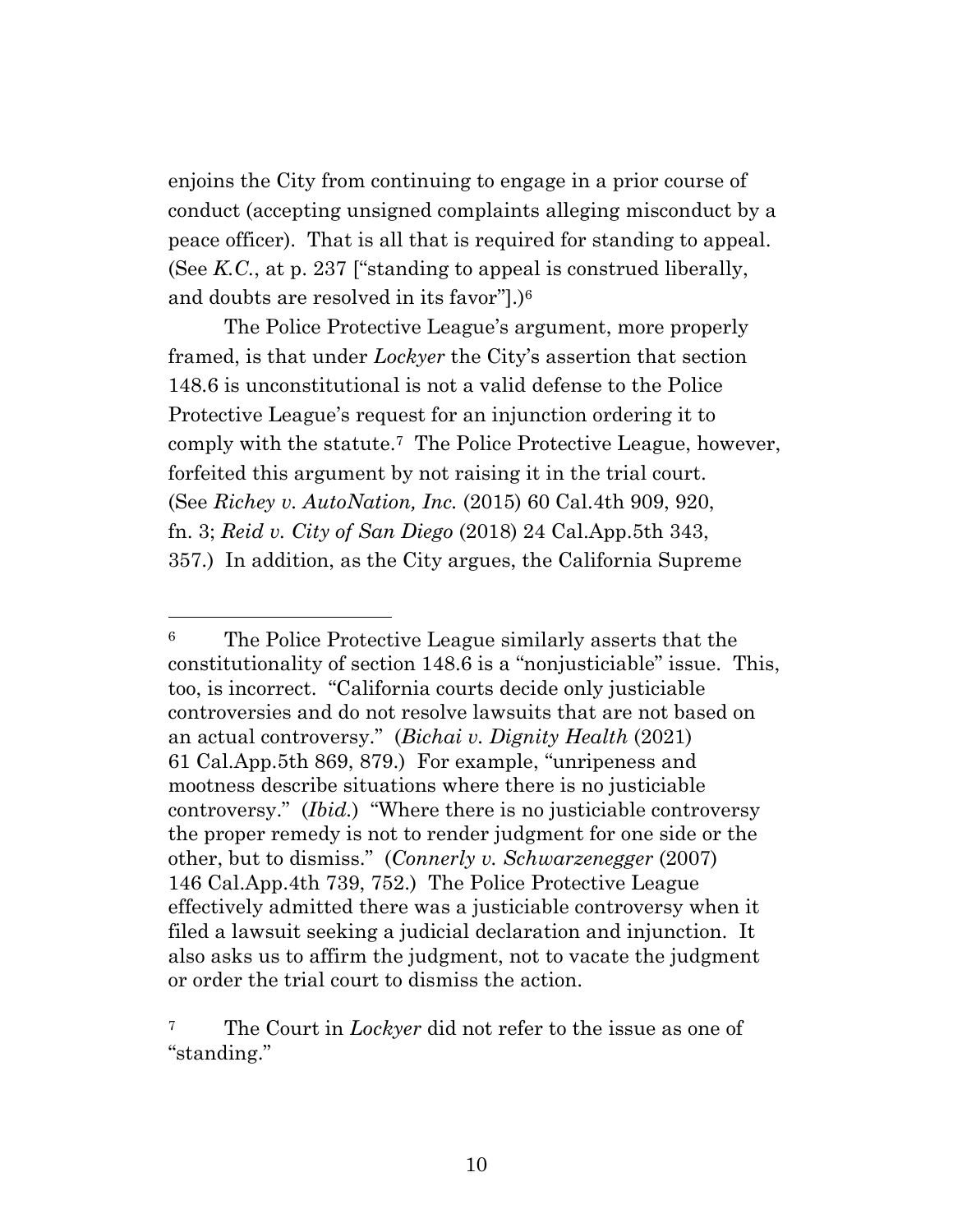enjoins the City from continuing to engage in a prior course of conduct (accepting unsigned complaints alleging misconduct by a peace officer). That is all that is required for standing to appeal. (See *K.C.*, at p. 237 ["standing to appeal is construed liberally, and doubts are resolved in its favor"].)[6]

The Police Protective League's argument, more properly framed, is that under *Lockyer* the City's assertion that section 148.6 is unconstitutional is not a valid defense to the Police Protective League's request for an injunction ordering it to comply with the statute.[7] The Police Protective League, however, forfeited this argument by not raising it in the trial court. (See *Richey v. AutoNation, Inc.* (2015) 60 Cal.4th 909, 920, fn. 3; *Reid v. City of San Diego* (2018) 24 Cal.App.5th 343, 357.) In addition, as the City argues, the California Supreme

---

[6] The Police Protective League similarly asserts that the constitutionality of section 148.6 is a "nonjusticiable" issue. This, too, is incorrect. "California courts decide only justiciable controversies and do not resolve lawsuits that are not based on an actual controversy." (*Bichai v. Dignity Health* (2021) 61 Cal.App.5th 869, 879.) For example, "unripeness and mootness describe situations where there is no justiciable controversy." (*Ibid.*) "Where there is no justiciable controversy the proper remedy is not to render judgment for one side or the other, but to dismiss." (*Connerly v. Schwarzenegger* (2007) 146 Cal.App.4th 739, 752.) The Police Protective League effectively admitted there was a justiciable controversy when it filed a lawsuit seeking a judicial declaration and injunction. It also asks us to affirm the judgment, not to vacate the judgment or order the trial court to dismiss the action.

[7] The Court in *Lockyer* did not refer to the issue as one of "standing."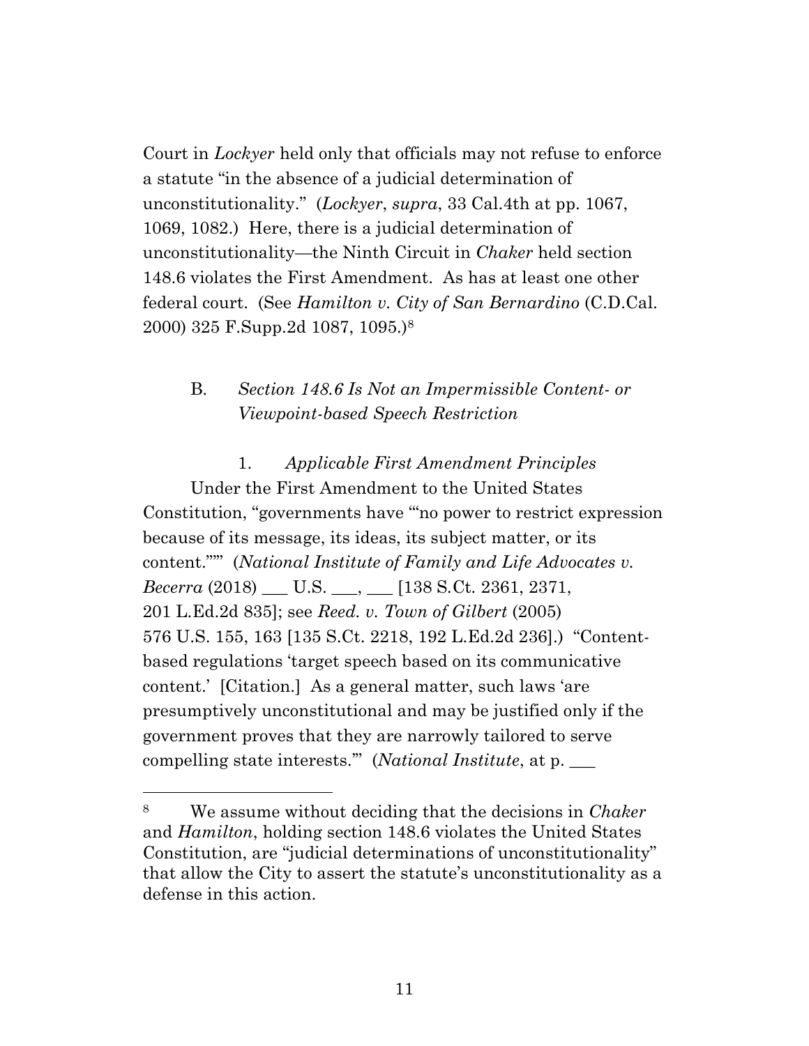Court in *Lockyer* held only that officials may not refuse to enforce a statute "in the absence of a judicial determination of unconstitutionality." (*Lockyer*, *supra*, 33 Cal.4th at pp. 1067, 1069, 1082.) Here, there is a judicial determination of unconstitutionality—the Ninth Circuit in *Chaker* held section 148.6 violates the First Amendment. As has at least one other federal court. (See *Hamilton v. City of San Bernardino* (C.D.Cal. 2000) 325 F.Supp.2d 1087, 1095.)[8]

### B. *Section 148.6 Is Not an Impermissible Content- or Viewpoint-based Speech Restriction*

#### 1. *Applicable First Amendment Principles*

Under the First Amendment to the United States Constitution, "governments have '"no power to restrict expression because of its message, its ideas, its subject matter, or its content."'" (*National Institute of Family and Life Advocates v. Becerra* (2018) ___ U.S. ___, ___ [138 S.Ct. 2361, 2371, 201 L.Ed.2d 835]; see *Reed. v. Town of Gilbert* (2005) 576 U.S. 155, 163 [135 S.Ct. 2218, 192 L.Ed.2d 236].) "Content-based regulations 'target speech based on its communicative content.' [Citation.] As a general matter, such laws 'are presumptively unconstitutional and may be justified only if the government proves that they are narrowly tailored to serve compelling state interests.'" (*National Institute*, at p. ___

[8] We assume without deciding that the decisions in *Chaker* and *Hamilton*, holding section 148.6 violates the United States Constitution, are "judicial determinations of unconstitutionality" that allow the City to assert the statute's unconstitutionality as a defense in this action.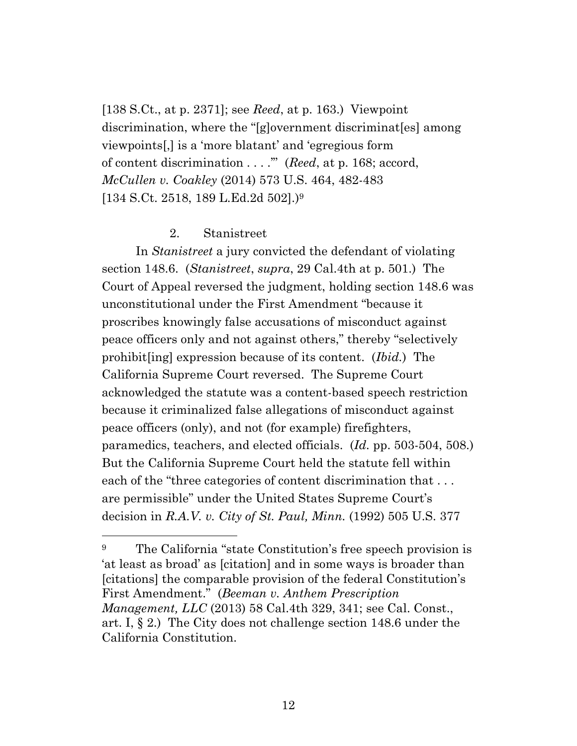[138 S.Ct., at p. 2371]; see *Reed*, at p. 163.) Viewpoint discrimination, where the "[g]overnment discriminat[es] among viewpoints[,] is a 'more blatant' and 'egregious form of content discrimination . . . .'" (*Reed*, at p. 168; accord, *McCullen v. Coakley* (2014) 573 U.S. 464, 482-483 [134 S.Ct. 2518, 189 L.Ed.2d 502].)[9]

2. Stanistreet

In *Stanistreet* a jury convicted the defendant of violating section 148.6. (*Stanistreet*, *supra*, 29 Cal.4th at p. 501.) The Court of Appeal reversed the judgment, holding section 148.6 was unconstitutional under the First Amendment "because it proscribes knowingly false accusations of misconduct against peace officers only and not against others," thereby "selectively prohibit[ing] expression because of its content. (*Ibid.*) The California Supreme Court reversed. The Supreme Court acknowledged the statute was a content-based speech restriction because it criminalized false allegations of misconduct against peace officers (only), and not (for example) firefighters, paramedics, teachers, and elected officials. (*Id.* pp. 503-504, 508.) But the California Supreme Court held the statute fell within each of the "three categories of content discrimination that . . . are permissible" under the United States Supreme Court's decision in *R.A.V. v. City of St. Paul, Minn.* (1992) 505 U.S. 377

---

[9] The California "state Constitution's free speech provision is 'at least as broad' as [citation] and in some ways is broader than [citations] the comparable provision of the federal Constitution's First Amendment." (*Beeman v. Anthem Prescription Management, LLC* (2013) 58 Cal.4th 329, 341; see Cal. Const., art. I, § 2.) The City does not challenge section 148.6 under the California Constitution.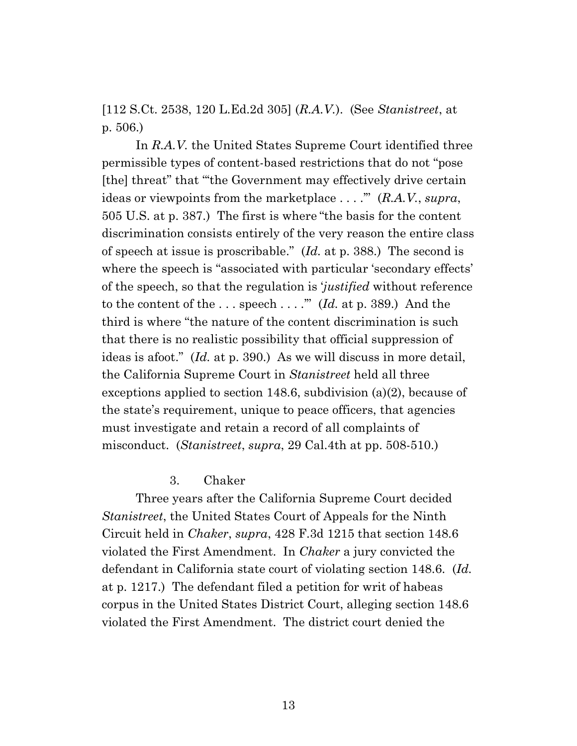[112 S.Ct. 2538, 120 L.Ed.2d 305] (*R.A.V.*). (See *Stanistreet*, at p. 506.)

In *R.A.V.* the United States Supreme Court identified three permissible types of content-based restrictions that do not "pose [the] threat" that "'the Government may effectively drive certain ideas or viewpoints from the marketplace . . . .'" (*R.A.V.*, *supra*, 505 U.S. at p. 387.) The first is where "the basis for the content discrimination consists entirely of the very reason the entire class of speech at issue is proscribable." (*Id.* at p. 388.) The second is where the speech is "associated with particular 'secondary effects' of the speech, so that the regulation is '*justified* without reference to the content of the . . . speech . . . .'" (*Id.* at p. 389.) And the third is where "the nature of the content discrimination is such that there is no realistic possibility that official suppression of ideas is afoot." (*Id.* at p. 390.) As we will discuss in more detail, the California Supreme Court in *Stanistreet* held all three exceptions applied to section 148.6, subdivision (a)(2), because of the state's requirement, unique to peace officers, that agencies must investigate and retain a record of all complaints of misconduct. (*Stanistreet*, *supra*, 29 Cal.4th at pp. 508-510.)

3. Chaker

Three years after the California Supreme Court decided *Stanistreet*, the United States Court of Appeals for the Ninth Circuit held in *Chaker*, *supra*, 428 F.3d 1215 that section 148.6 violated the First Amendment. In *Chaker* a jury convicted the defendant in California state court of violating section 148.6. (*Id.* at p. 1217.) The defendant filed a petition for writ of habeas corpus in the United States District Court, alleging section 148.6 violated the First Amendment. The district court denied the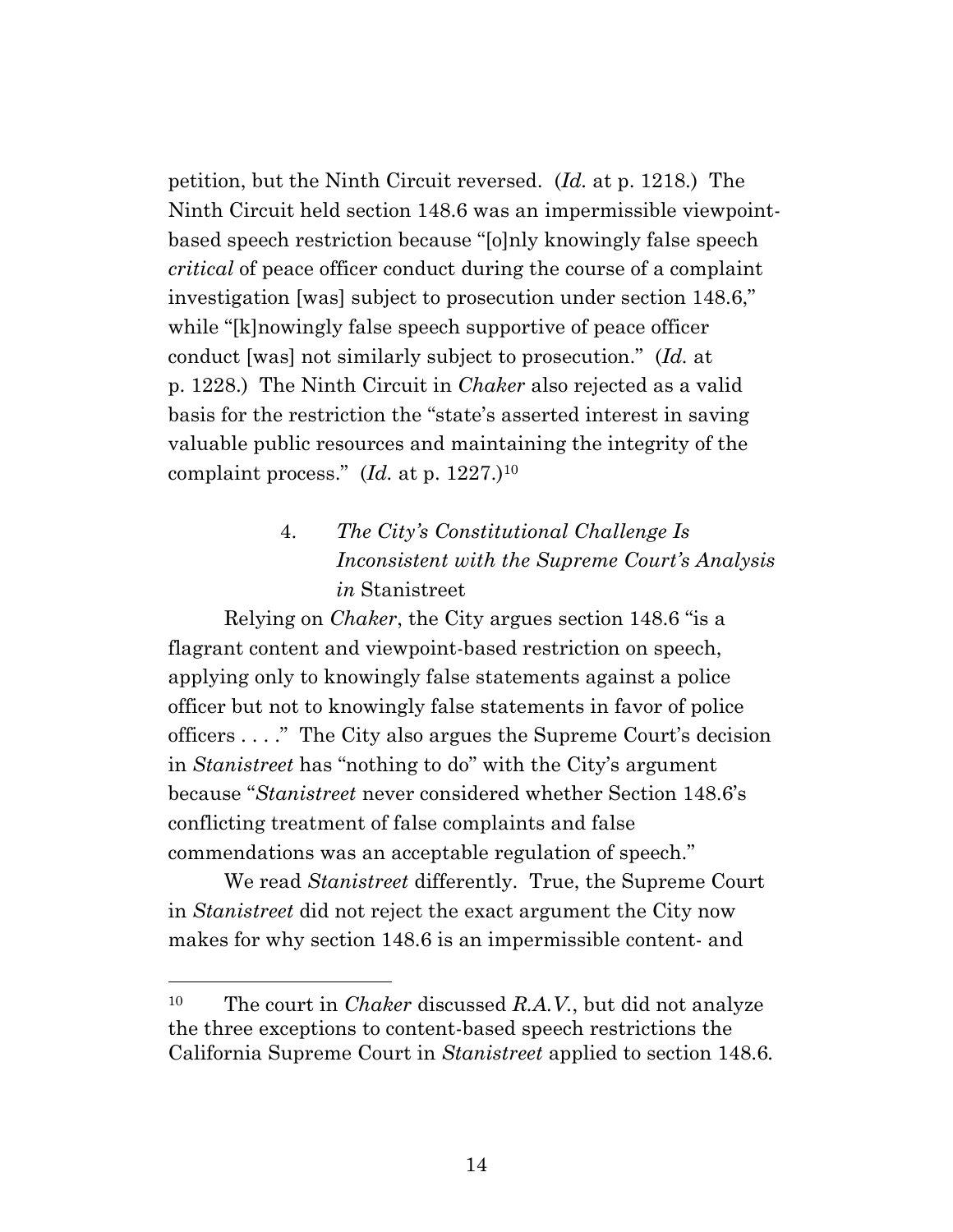petition, but the Ninth Circuit reversed. (*Id.* at p. 1218.) The Ninth Circuit held section 148.6 was an impermissible viewpoint-based speech restriction because "[o]nly knowingly false speech *critical* of peace officer conduct during the course of a complaint investigation [was] subject to prosecution under section 148.6," while "[k]nowingly false speech supportive of peace officer conduct [was] not similarly subject to prosecution." (*Id.* at p. 1228.) The Ninth Circuit in *Chaker* also rejected as a valid basis for the restriction the "state's asserted interest in saving valuable public resources and maintaining the integrity of the complaint process." (*Id.* at p. 1227.)[10]

### 4. *The City's Constitutional Challenge Is Inconsistent with the Supreme Court's Analysis in* Stanistreet

Relying on *Chaker*, the City argues section 148.6 "is a flagrant content and viewpoint-based restriction on speech, applying only to knowingly false statements against a police officer but not to knowingly false statements in favor of police officers . . . ." The City also argues the Supreme Court's decision in *Stanistreet* has "nothing to do" with the City's argument because "*Stanistreet* never considered whether Section 148.6's conflicting treatment of false complaints and false commendations was an acceptable regulation of speech."

We read *Stanistreet* differently. True, the Supreme Court in *Stanistreet* did not reject the exact argument the City now makes for why section 148.6 is an impermissible content- and

---

[10] The court in *Chaker* discussed *R.A.V.*, but did not analyze the three exceptions to content-based speech restrictions the California Supreme Court in *Stanistreet* applied to section 148.6.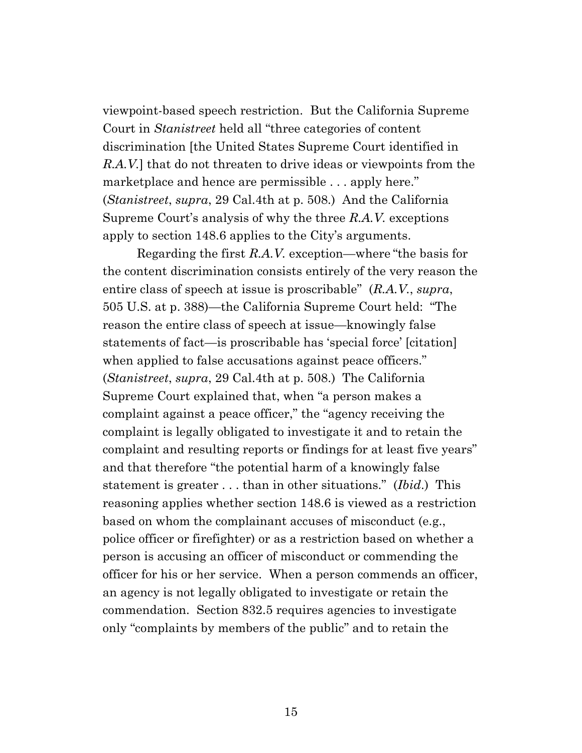viewpoint-based speech restriction. But the California Supreme Court in *Stanistreet* held all "three categories of content discrimination [the United States Supreme Court identified in *R.A.V.*] that do not threaten to drive ideas or viewpoints from the marketplace and hence are permissible . . . apply here." (*Stanistreet*, *supra*, 29 Cal.4th at p. 508.) And the California Supreme Court's analysis of why the three *R.A.V.* exceptions apply to section 148.6 applies to the City's arguments.

Regarding the first *R.A.V.* exception—where "the basis for the content discrimination consists entirely of the very reason the entire class of speech at issue is proscribable" (*R.A.V.*, *supra*, 505 U.S. at p. 388)—the California Supreme Court held: "The reason the entire class of speech at issue—knowingly false statements of fact—is proscribable has 'special force' [citation] when applied to false accusations against peace officers." (*Stanistreet*, *supra*, 29 Cal.4th at p. 508.) The California Supreme Court explained that, when "a person makes a complaint against a peace officer," the "agency receiving the complaint is legally obligated to investigate it and to retain the complaint and resulting reports or findings for at least five years" and that therefore "the potential harm of a knowingly false statement is greater . . . than in other situations." (*Ibid*.) This reasoning applies whether section 148.6 is viewed as a restriction based on whom the complainant accuses of misconduct (e.g., police officer or firefighter) or as a restriction based on whether a person is accusing an officer of misconduct or commending the officer for his or her service. When a person commends an officer, an agency is not legally obligated to investigate or retain the commendation. Section 832.5 requires agencies to investigate only "complaints by members of the public" and to retain the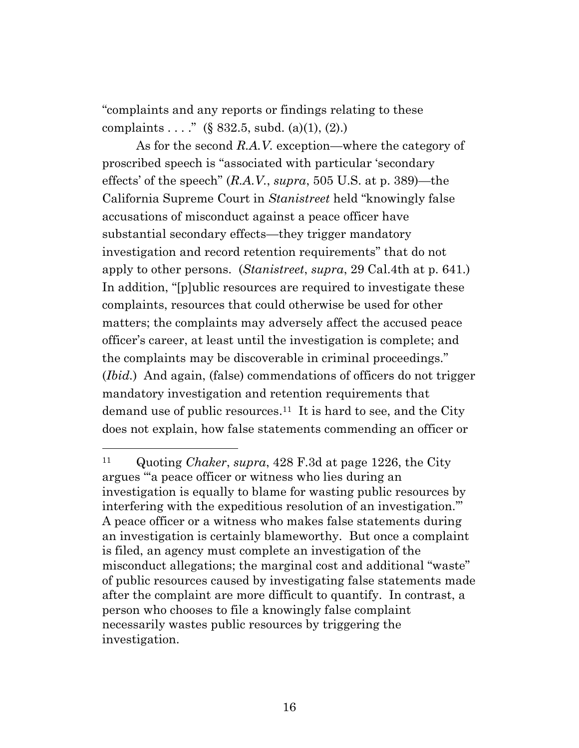"complaints and any reports or findings relating to these complaints . . . ." (§ 832.5, subd. (a)(1), (2).)

As for the second *R.A.V.* exception—where the category of proscribed speech is "associated with particular 'secondary effects' of the speech" (*R.A.V.*, *supra*, 505 U.S. at p. 389)—the California Supreme Court in *Stanistreet* held "knowingly false accusations of misconduct against a peace officer have substantial secondary effects—they trigger mandatory investigation and record retention requirements" that do not apply to other persons. (*Stanistreet*, *supra*, 29 Cal.4th at p. 641.) In addition, "[p]ublic resources are required to investigate these complaints, resources that could otherwise be used for other matters; the complaints may adversely affect the accused peace officer's career, at least until the investigation is complete; and the complaints may be discoverable in criminal proceedings." (*Ibid.*) And again, (false) commendations of officers do not trigger mandatory investigation and retention requirements that demand use of public resources.[11] It is hard to see, and the City does not explain, how false statements commending an officer or

---

[11] Quoting *Chaker*, *supra*, 428 F.3d at page 1226, the City argues "'a peace officer or witness who lies during an investigation is equally to blame for wasting public resources by interfering with the expeditious resolution of an investigation.'" A peace officer or a witness who makes false statements during an investigation is certainly blameworthy. But once a complaint is filed, an agency must complete an investigation of the misconduct allegations; the marginal cost and additional "waste" of public resources caused by investigating false statements made after the complaint are more difficult to quantify. In contrast, a person who chooses to file a knowingly false complaint necessarily wastes public resources by triggering the investigation.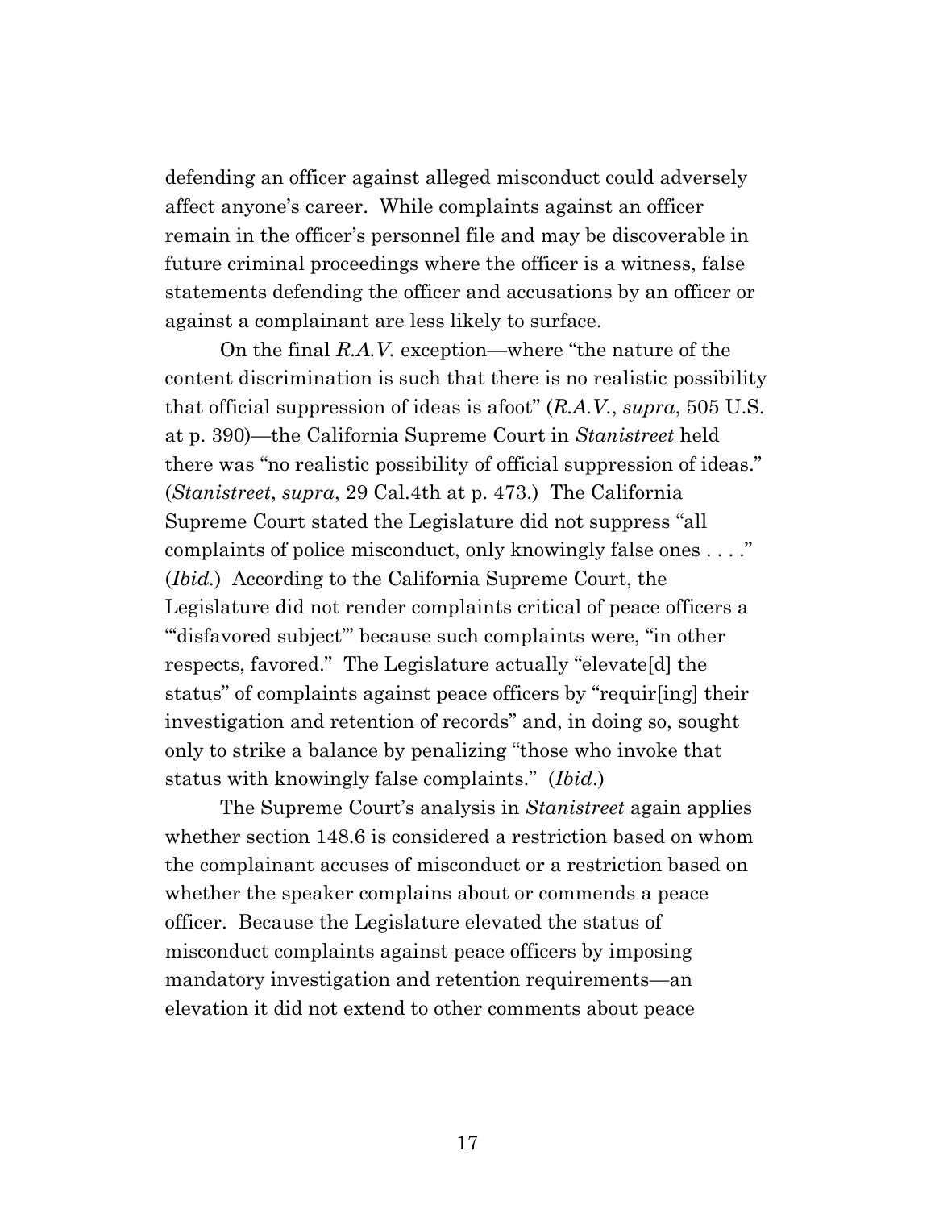defending an officer against alleged misconduct could adversely affect anyone's career. While complaints against an officer remain in the officer's personnel file and may be discoverable in future criminal proceedings where the officer is a witness, false statements defending the officer and accusations by an officer or against a complainant are less likely to surface.

On the final *R.A.V.* exception—where "the nature of the content discrimination is such that there is no realistic possibility that official suppression of ideas is afoot" (*R.A.V.*, *supra*, 505 U.S. at p. 390)—the California Supreme Court in *Stanistreet* held there was "no realistic possibility of official suppression of ideas." (*Stanistreet*, *supra*, 29 Cal.4th at p. 473.) The California Supreme Court stated the Legislature did not suppress "all complaints of police misconduct, only knowingly false ones . . . ." (*Ibid.*) According to the California Supreme Court, the Legislature did not render complaints critical of peace officers a "'disfavored subject'" because such complaints were, "in other respects, favored." The Legislature actually "elevate[d] the status" of complaints against peace officers by "requir[ing] their investigation and retention of records" and, in doing so, sought only to strike a balance by penalizing "those who invoke that status with knowingly false complaints." (*Ibid.*)

The Supreme Court's analysis in *Stanistreet* again applies whether section 148.6 is considered a restriction based on whom the complainant accuses of misconduct or a restriction based on whether the speaker complains about or commends a peace officer. Because the Legislature elevated the status of misconduct complaints against peace officers by imposing mandatory investigation and retention requirements—an elevation it did not extend to other comments about peace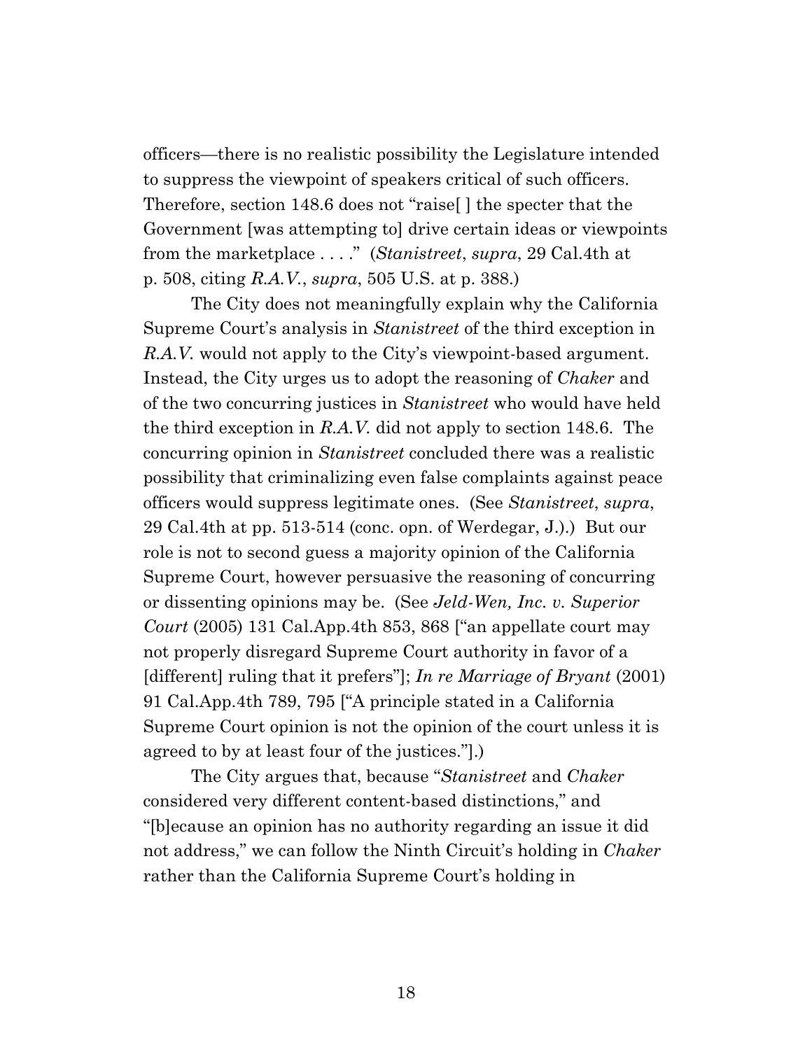officers—there is no realistic possibility the Legislature intended to suppress the viewpoint of speakers critical of such officers. Therefore, section 148.6 does not "raise[ ] the specter that the Government [was attempting to] drive certain ideas or viewpoints from the marketplace . . . ." (*Stanistreet*, *supra*, 29 Cal.4th at p. 508, citing *R.A.V.*, *supra*, 505 U.S. at p. 388.)

The City does not meaningfully explain why the California Supreme Court's analysis in *Stanistreet* of the third exception in *R.A.V.* would not apply to the City's viewpoint-based argument. Instead, the City urges us to adopt the reasoning of *Chaker* and of the two concurring justices in *Stanistreet* who would have held the third exception in *R.A.V.* did not apply to section 148.6. The concurring opinion in *Stanistreet* concluded there was a realistic possibility that criminalizing even false complaints against peace officers would suppress legitimate ones. (See *Stanistreet*, *supra*, 29 Cal.4th at pp. 513-514 (conc. opn. of Werdegar, J.).) But our role is not to second guess a majority opinion of the California Supreme Court, however persuasive the reasoning of concurring or dissenting opinions may be. (See *Jeld-Wen, Inc. v. Superior Court* (2005) 131 Cal.App.4th 853, 868 ["an appellate court may not properly disregard Supreme Court authority in favor of a [different] ruling that it prefers"]; *In re Marriage of Bryant* (2001) 91 Cal.App.4th 789, 795 ["A principle stated in a California Supreme Court opinion is not the opinion of the court unless it is agreed to by at least four of the justices."].)

The City argues that, because "*Stanistreet* and *Chaker* considered very different content-based distinctions," and "[b]ecause an opinion has no authority regarding an issue it did not address," we can follow the Ninth Circuit's holding in *Chaker* rather than the California Supreme Court's holding in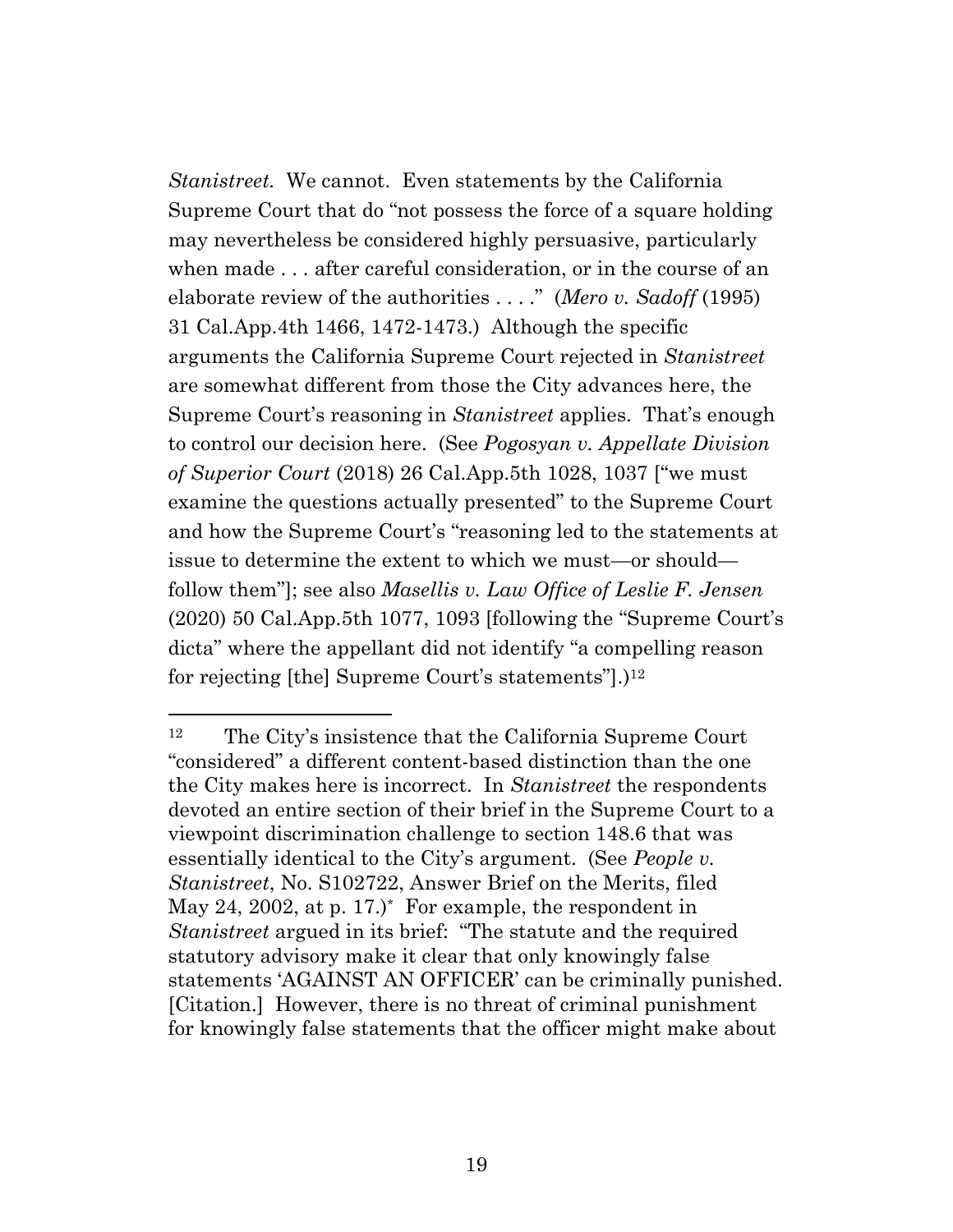*Stanistreet.* We cannot. Even statements by the California Supreme Court that do "not possess the force of a square holding may nevertheless be considered highly persuasive, particularly when made . . . after careful consideration, or in the course of an elaborate review of the authorities . . . ." (*Mero v. Sadoff* (1995) 31 Cal.App.4th 1466, 1472-1473.) Although the specific arguments the California Supreme Court rejected in *Stanistreet* are somewhat different from those the City advances here, the Supreme Court's reasoning in *Stanistreet* applies. That's enough to control our decision here. (See *Pogosyan v. Appellate Division of Superior Court* (2018) 26 Cal.App.5th 1028, 1037 ["we must examine the questions actually presented" to the Supreme Court and how the Supreme Court's "reasoning led to the statements at issue to determine the extent to which we must—or should—follow them"]; see also *Masellis v. Law Office of Leslie F. Jensen* (2020) 50 Cal.App.5th 1077, 1093 [following the "Supreme Court's dicta" where the appellant did not identify "a compelling reason for rejecting [the] Supreme Court's statements"].)[12]

---

[12] The City's insistence that the California Supreme Court "considered" a different content-based distinction than the one the City makes here is incorrect. In *Stanistreet* the respondents devoted an entire section of their brief in the Supreme Court to a viewpoint discrimination challenge to section 148.6 that was essentially identical to the City's argument. (See *People v. Stanistreet*, No. S102722, Answer Brief on the Merits, filed May 24, 2002, at p. 17.)[*] For example, the respondent in *Stanistreet* argued in its brief: "The statute and the required statutory advisory make it clear that only knowingly false statements 'AGAINST AN OFFICER' can be criminally punished. [Citation.] However, there is no threat of criminal punishment for knowingly false statements that the officer might make about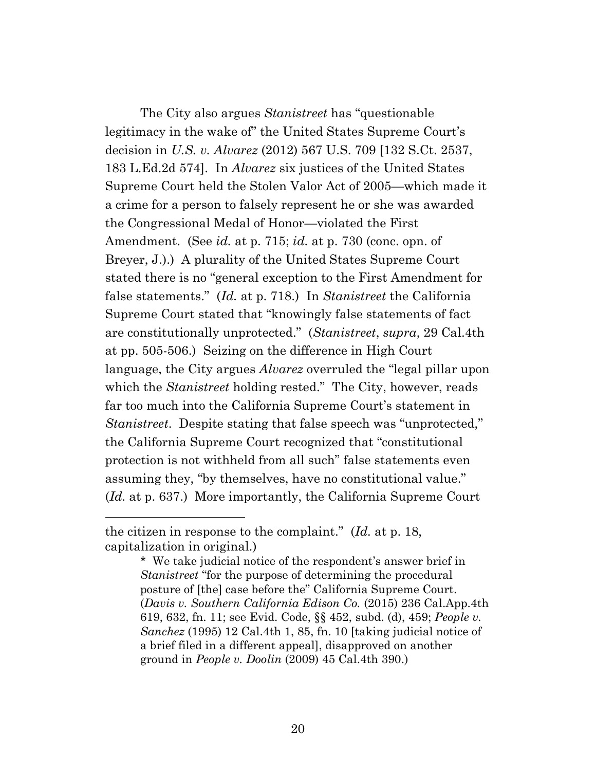The City also argues *Stanistreet* has "questionable legitimacy in the wake of" the United States Supreme Court's decision in *U.S. v. Alvarez* (2012) 567 U.S. 709 [132 S.Ct. 2537, 183 L.Ed.2d 574]. In *Alvarez* six justices of the United States Supreme Court held the Stolen Valor Act of 2005—which made it a crime for a person to falsely represent he or she was awarded the Congressional Medal of Honor—violated the First Amendment. (See *id.* at p. 715; *id.* at p. 730 (conc. opn. of Breyer, J.).) A plurality of the United States Supreme Court stated there is no "general exception to the First Amendment for false statements." (*Id.* at p. 718.) In *Stanistreet* the California Supreme Court stated that "knowingly false statements of fact are constitutionally unprotected." (*Stanistreet*, *supra*, 29 Cal.4th at pp. 505-506.) Seizing on the difference in High Court language, the City argues *Alvarez* overruled the "legal pillar upon which the *Stanistreet* holding rested." The City, however, reads far too much into the California Supreme Court's statement in *Stanistreet*. Despite stating that false speech was "unprotected," the California Supreme Court recognized that "constitutional protection is not withheld from all such" false statements even assuming they, "by themselves, have no constitutional value." (*Id.* at p. 637.) More importantly, the California Supreme Court

---

the citizen in response to the complaint." (*Id.* at p. 18, capitalization in original.)

\* We take judicial notice of the respondent's answer brief in *Stanistreet* "for the purpose of determining the procedural posture of [the] case before the" California Supreme Court. (*Davis v. Southern California Edison Co.* (2015) 236 Cal.App.4th 619, 632, fn. 11; see Evid. Code, §§ 452, subd. (d), 459; *People v. Sanchez* (1995) 12 Cal.4th 1, 85, fn. 10 [taking judicial notice of a brief filed in a different appeal], disapproved on another ground in *People v. Doolin* (2009) 45 Cal.4th 390.)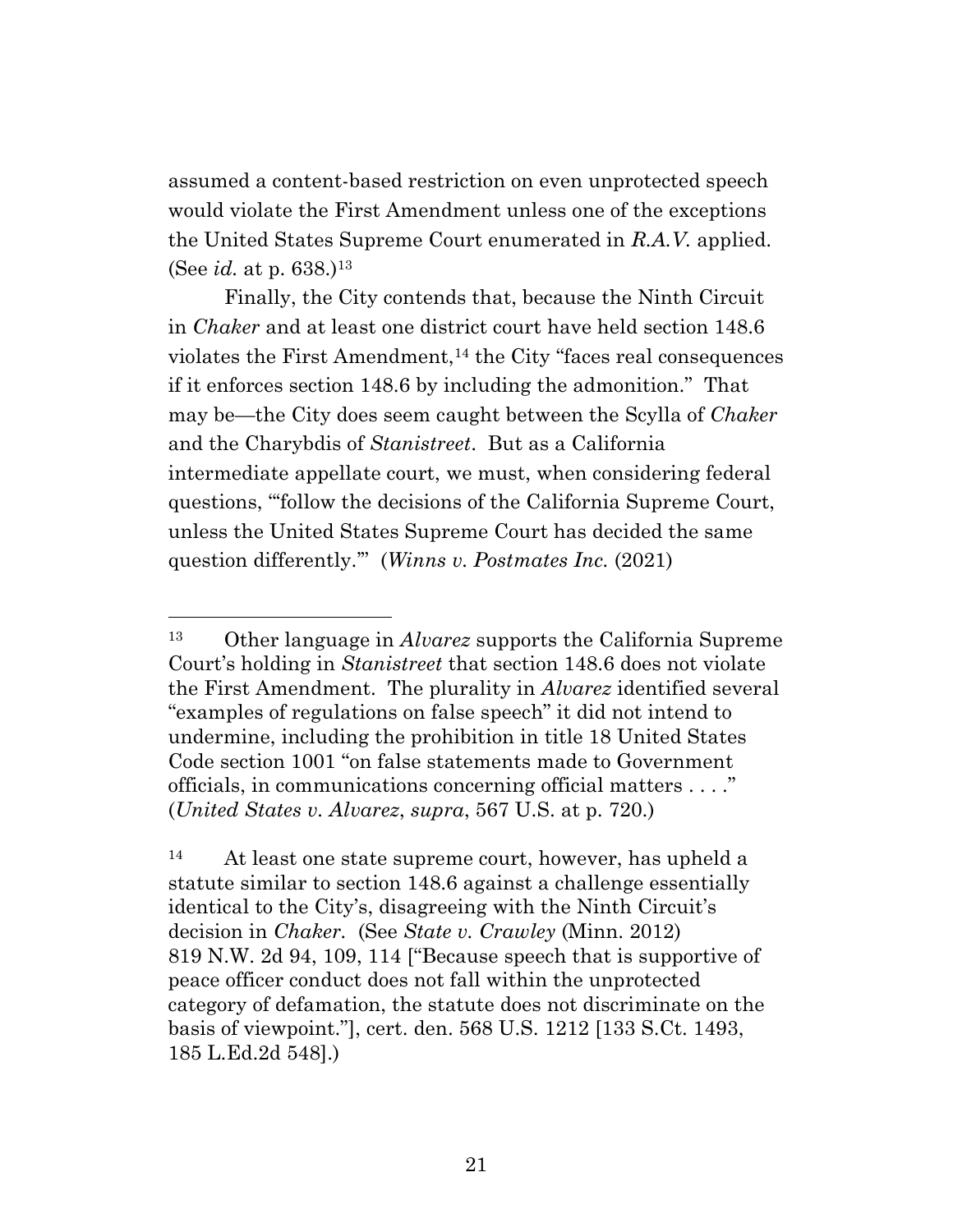assumed a content-based restriction on even unprotected speech would violate the First Amendment unless one of the exceptions the United States Supreme Court enumerated in *R.A.V.* applied. (See *id.* at p. 638.)[13]

Finally, the City contends that, because the Ninth Circuit in *Chaker* and at least one district court have held section 148.6 violates the First Amendment,[14] the City "faces real consequences if it enforces section 148.6 by including the admonition." That may be—the City does seem caught between the Scylla of *Chaker* and the Charybdis of *Stanistreet*. But as a California intermediate appellate court, we must, when considering federal questions, "'follow the decisions of the California Supreme Court, unless the United States Supreme Court has decided the same question differently.'" (*Winns v. Postmates Inc.* (2021)

---

[13] Other language in *Alvarez* supports the California Supreme Court's holding in *Stanistreet* that section 148.6 does not violate the First Amendment. The plurality in *Alvarez* identified several "examples of regulations on false speech" it did not intend to undermine, including the prohibition in title 18 United States Code section 1001 "on false statements made to Government officials, in communications concerning official matters . . . ." (*United States v. Alvarez*, *supra*, 567 U.S. at p. 720.)

[14] At least one state supreme court, however, has upheld a statute similar to section 148.6 against a challenge essentially identical to the City's, disagreeing with the Ninth Circuit's decision in *Chaker*. (See *State v. Crawley* (Minn. 2012) 819 N.W. 2d 94, 109, 114 ["Because speech that is supportive of peace officer conduct does not fall within the unprotected category of defamation, the statute does not discriminate on the basis of viewpoint."], cert. den. 568 U.S. 1212 [133 S.Ct. 1493, 185 L.Ed.2d 548].)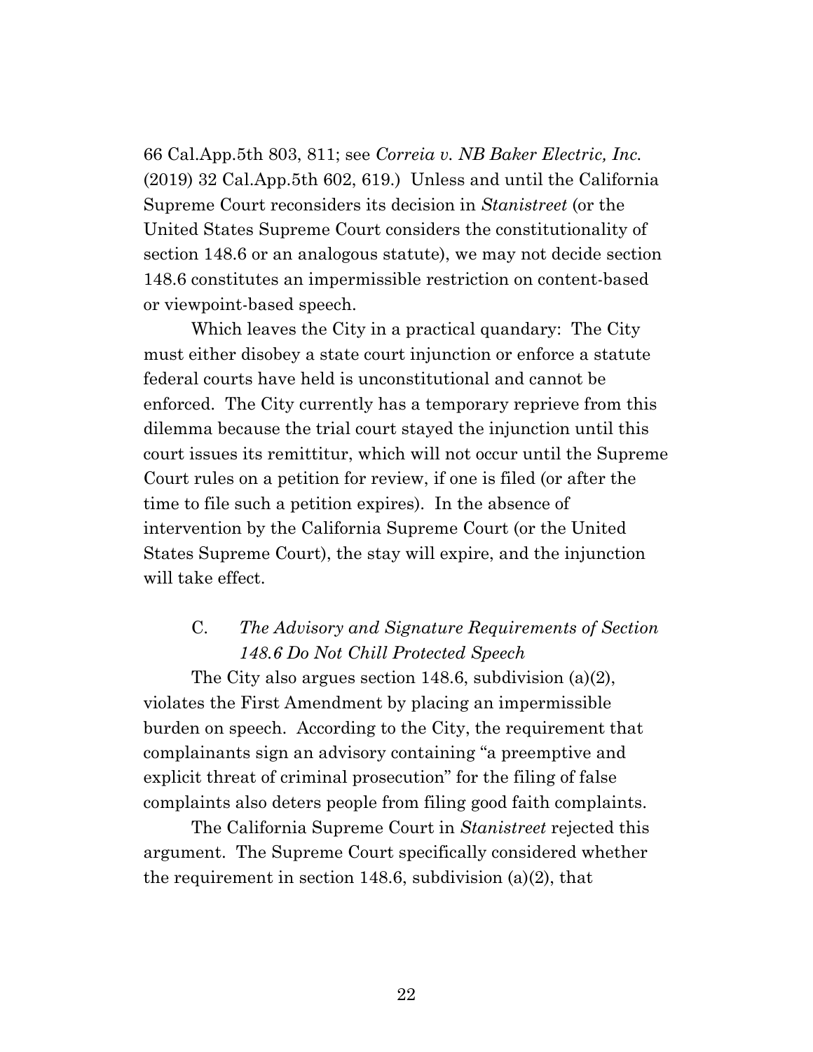66 Cal.App.5th 803, 811; see *Correia v. NB Baker Electric, Inc.* (2019) 32 Cal.App.5th 602, 619.) Unless and until the California Supreme Court reconsiders its decision in *Stanistreet* (or the United States Supreme Court considers the constitutionality of section 148.6 or an analogous statute), we may not decide section 148.6 constitutes an impermissible restriction on content-based or viewpoint-based speech.

Which leaves the City in a practical quandary: The City must either disobey a state court injunction or enforce a statute federal courts have held is unconstitutional and cannot be enforced. The City currently has a temporary reprieve from this dilemma because the trial court stayed the injunction until this court issues its remittitur, which will not occur until the Supreme Court rules on a petition for review, if one is filed (or after the time to file such a petition expires). In the absence of intervention by the California Supreme Court (or the United States Supreme Court), the stay will expire, and the injunction will take effect.

### C. *The Advisory and Signature Requirements of Section 148.6 Do Not Chill Protected Speech*

The City also argues section 148.6, subdivision (a)(2), violates the First Amendment by placing an impermissible burden on speech. According to the City, the requirement that complainants sign an advisory containing "a preemptive and explicit threat of criminal prosecution" for the filing of false complaints also deters people from filing good faith complaints.

The California Supreme Court in *Stanistreet* rejected this argument. The Supreme Court specifically considered whether the requirement in section 148.6, subdivision (a)(2), that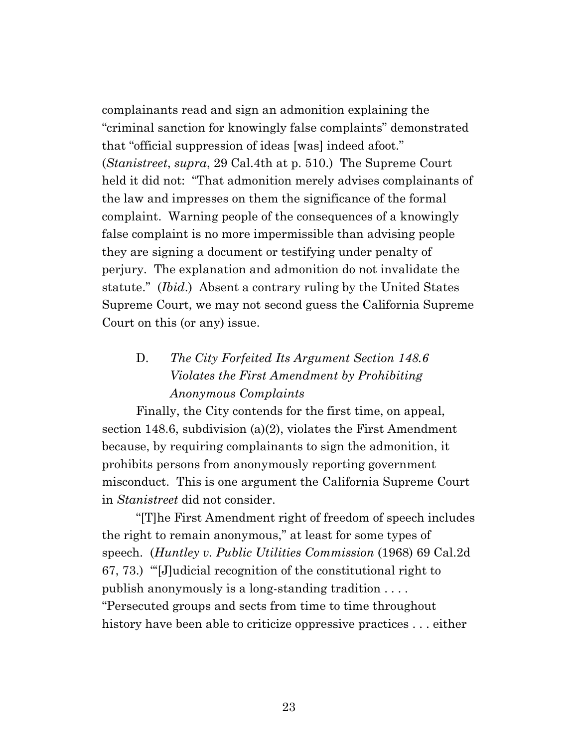complainants read and sign an admonition explaining the "criminal sanction for knowingly false complaints" demonstrated that "official suppression of ideas [was] indeed afoot." (*Stanistreet*, *supra*, 29 Cal.4th at p. 510.) The Supreme Court held it did not: "That admonition merely advises complainants of the law and impresses on them the significance of the formal complaint. Warning people of the consequences of a knowingly false complaint is no more impermissible than advising people they are signing a document or testifying under penalty of perjury. The explanation and admonition do not invalidate the statute." (*Ibid*.) Absent a contrary ruling by the United States Supreme Court, we may not second guess the California Supreme Court on this (or any) issue.

### D. *The City Forfeited Its Argument Section 148.6 Violates the First Amendment by Prohibiting Anonymous Complaints*

Finally, the City contends for the first time, on appeal, section 148.6, subdivision (a)(2), violates the First Amendment because, by requiring complainants to sign the admonition, it prohibits persons from anonymously reporting government misconduct. This is one argument the California Supreme Court in *Stanistreet* did not consider.

"[T]he First Amendment right of freedom of speech includes the right to remain anonymous," at least for some types of speech. (*Huntley v. Public Utilities Commission* (1968) 69 Cal.2d 67, 73.) "'[J]udicial recognition of the constitutional right to publish anonymously is a long-standing tradition . . . . "Persecuted groups and sects from time to time throughout history have been able to criticize oppressive practices . . . either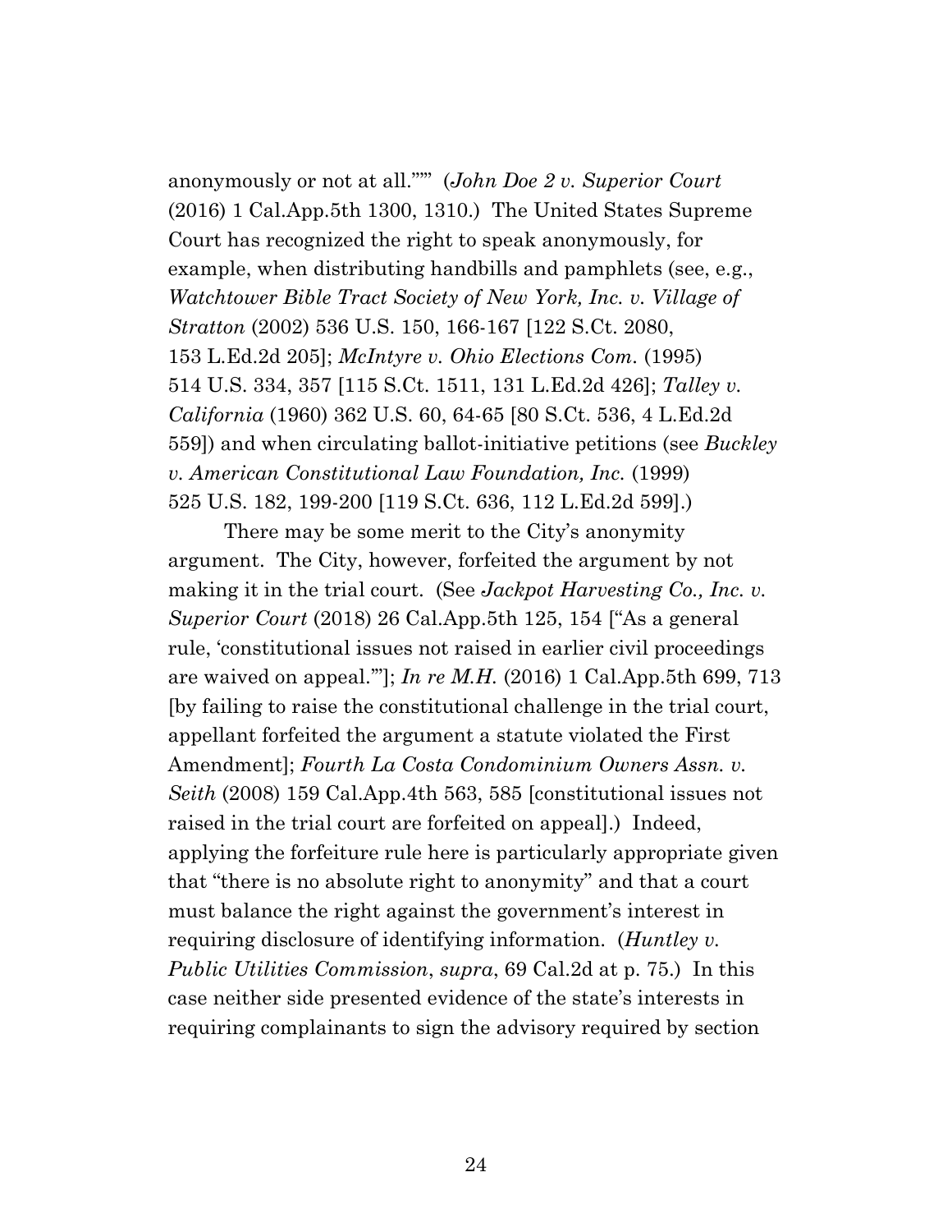anonymously or not at all.""" (*John Doe 2 v. Superior Court* (2016) 1 Cal.App.5th 1300, 1310.) The United States Supreme Court has recognized the right to speak anonymously, for example, when distributing handbills and pamphlets (see, e.g., *Watchtower Bible Tract Society of New York, Inc. v. Village of Stratton* (2002) 536 U.S. 150, 166-167 [122 S.Ct. 2080, 153 L.Ed.2d 205]; *McIntyre v. Ohio Elections Com.* (1995) 514 U.S. 334, 357 [115 S.Ct. 1511, 131 L.Ed.2d 426]; *Talley v. California* (1960) 362 U.S. 60, 64-65 [80 S.Ct. 536, 4 L.Ed.2d 559]) and when circulating ballot-initiative petitions (see *Buckley v. American Constitutional Law Foundation, Inc.* (1999) 525 U.S. 182, 199-200 [119 S.Ct. 636, 112 L.Ed.2d 599].)

There may be some merit to the City's anonymity argument. The City, however, forfeited the argument by not making it in the trial court. (See *Jackpot Harvesting Co., Inc. v. Superior Court* (2018) 26 Cal.App.5th 125, 154 ["As a general rule, 'constitutional issues not raised in earlier civil proceedings are waived on appeal.'"]; *In re M.H.* (2016) 1 Cal.App.5th 699, 713 [by failing to raise the constitutional challenge in the trial court, appellant forfeited the argument a statute violated the First Amendment]; *Fourth La Costa Condominium Owners Assn. v. Seith* (2008) 159 Cal.App.4th 563, 585 [constitutional issues not raised in the trial court are forfeited on appeal].) Indeed, applying the forfeiture rule here is particularly appropriate given that "there is no absolute right to anonymity" and that a court must balance the right against the government's interest in requiring disclosure of identifying information. (*Huntley v. Public Utilities Commission*, *supra*, 69 Cal.2d at p. 75.) In this case neither side presented evidence of the state's interests in requiring complainants to sign the advisory required by section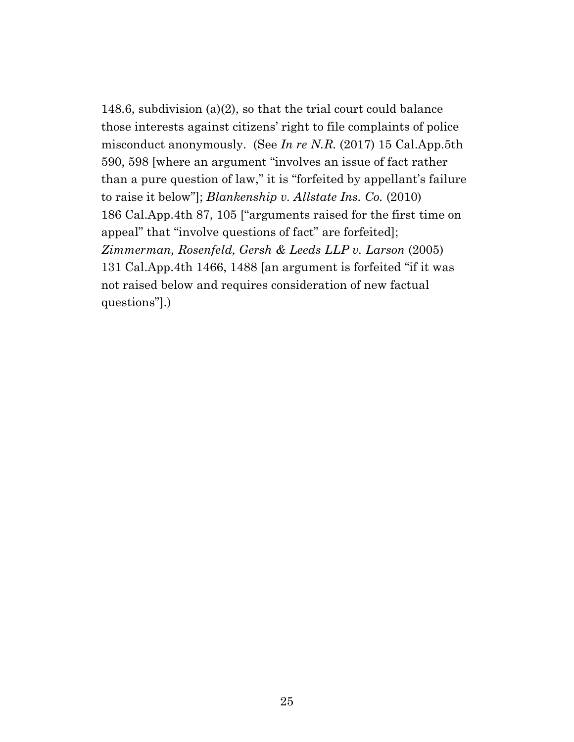148.6, subdivision (a)(2), so that the trial court could balance those interests against citizens' right to file complaints of police misconduct anonymously. (See *In re N.R.* (2017) 15 Cal.App.5th 590, 598 [where an argument "involves an issue of fact rather than a pure question of law," it is "forfeited by appellant's failure to raise it below"]; *Blankenship v. Allstate Ins. Co.* (2010) 186 Cal.App.4th 87, 105 ["arguments raised for the first time on appeal" that "involve questions of fact" are forfeited]; *Zimmerman, Rosenfeld, Gersh & Leeds LLP v. Larson* (2005) 131 Cal.App.4th 1466, 1488 [an argument is forfeited "if it was not raised below and requires consideration of new factual questions"].)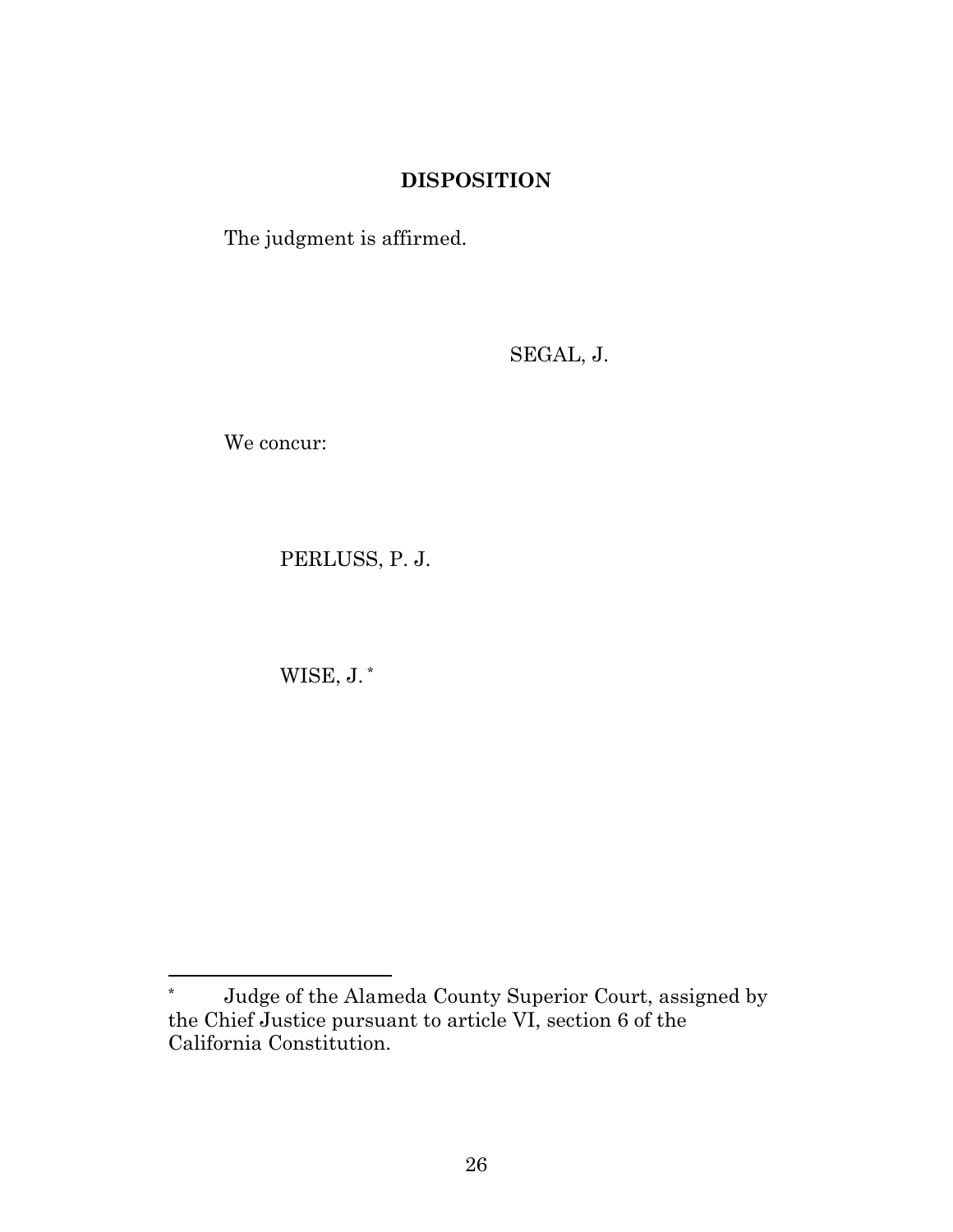## DISPOSITION

The judgment is affirmed.

SEGAL, J.

We concur:

PERLUSS, P. J.

WISE, J. *

---

\* Judge of the Alameda County Superior Court, assigned by the Chief Justice pursuant to article VI, section 6 of the California Constitution.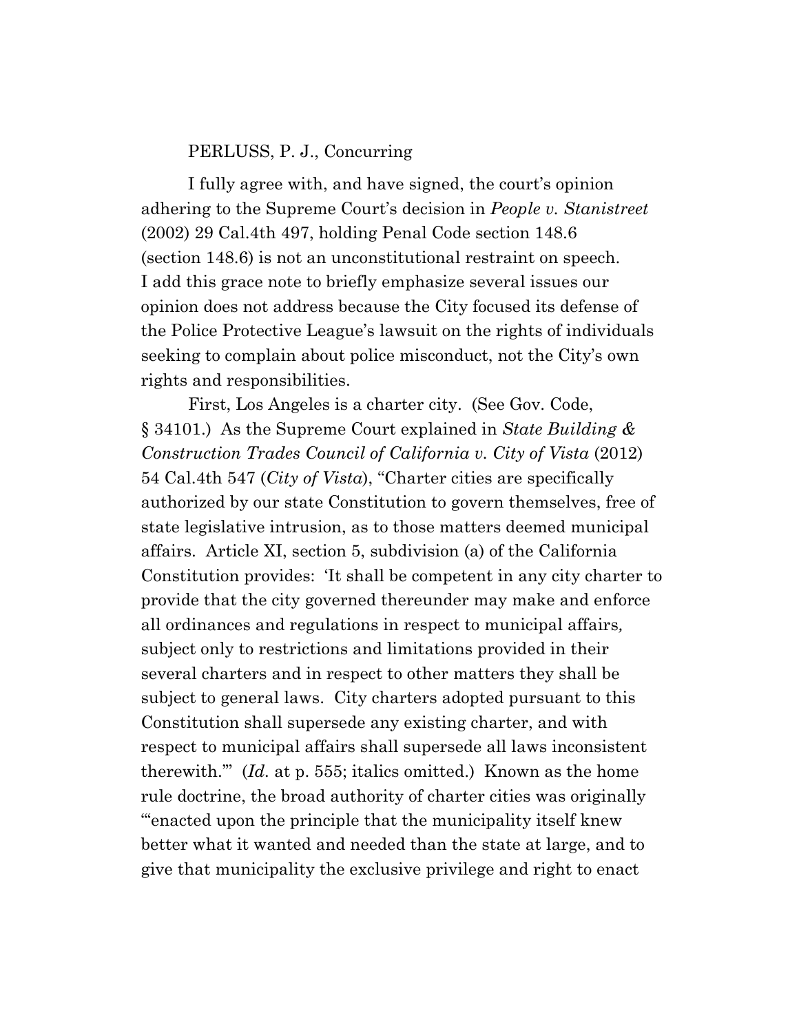PERLUSS, P. J., Concurring

I fully agree with, and have signed, the court's opinion adhering to the Supreme Court's decision in *People v. Stanistreet* (2002) 29 Cal.4th 497, holding Penal Code section 148.6 (section 148.6) is not an unconstitutional restraint on speech. I add this grace note to briefly emphasize several issues our opinion does not address because the City focused its defense of the Police Protective League's lawsuit on the rights of individuals seeking to complain about police misconduct, not the City's own rights and responsibilities.

First, Los Angeles is a charter city. (See Gov. Code, § 34101.) As the Supreme Court explained in *State Building & Construction Trades Council of California v. City of Vista* (2012) 54 Cal.4th 547 (*City of Vista*), "Charter cities are specifically authorized by our state Constitution to govern themselves, free of state legislative intrusion, as to those matters deemed municipal affairs. Article XI, section 5, subdivision (a) of the California Constitution provides: 'It shall be competent in any city charter to provide that the city governed thereunder may make and enforce all ordinances and regulations in respect to municipal affairs, subject only to restrictions and limitations provided in their several charters and in respect to other matters they shall be subject to general laws. City charters adopted pursuant to this Constitution shall supersede any existing charter, and with respect to municipal affairs shall supersede all laws inconsistent therewith.'" (*Id.* at p. 555; italics omitted.) Known as the home rule doctrine, the broad authority of charter cities was originally "'enacted upon the principle that the municipality itself knew better what it wanted and needed than the state at large, and to give that municipality the exclusive privilege and right to enact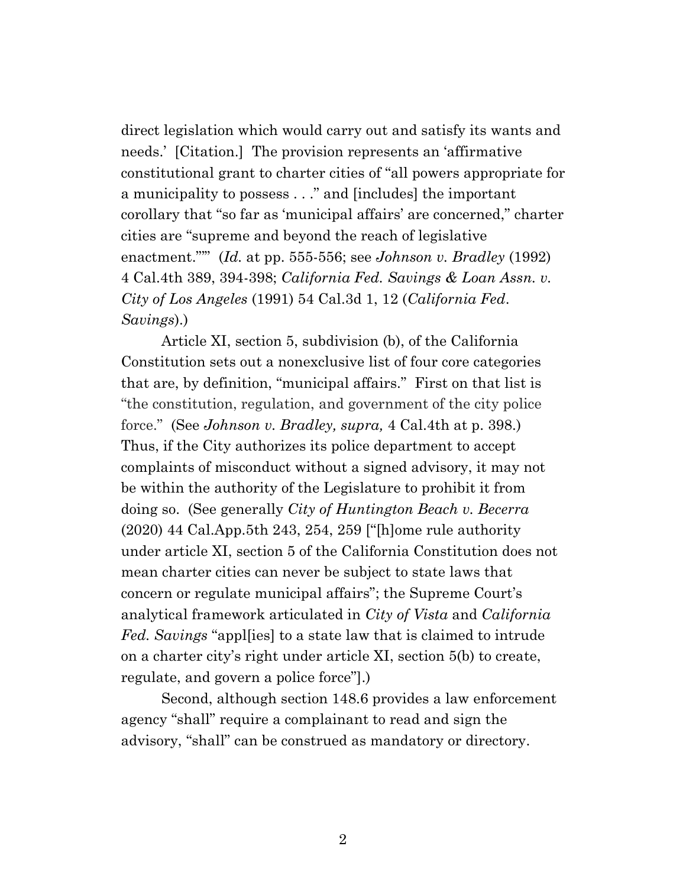direct legislation which would carry out and satisfy its wants and needs.' [Citation.] The provision represents an 'affirmative constitutional grant to charter cities of "all powers appropriate for a municipality to possess . . ." and [includes] the important corollary that "so far as 'municipal affairs' are concerned," charter cities are "supreme and beyond the reach of legislative enactment."'" (*Id.* at pp. 555-556; see *Johnson v. Bradley* (1992) 4 Cal.4th 389, 394-398; *California Fed. Savings & Loan Assn. v. City of Los Angeles* (1991) 54 Cal.3d 1, 12 (*California Fed. Savings*).)

Article XI, section 5, subdivision (b), of the California Constitution sets out a nonexclusive list of four core categories that are, by definition, "municipal affairs." First on that list is "the constitution, regulation, and government of the city police force." (See *Johnson v. Bradley, supra,* 4 Cal.4th at p. 398.) Thus, if the City authorizes its police department to accept complaints of misconduct without a signed advisory, it may not be within the authority of the Legislature to prohibit it from doing so. (See generally *City of Huntington Beach v. Becerra* (2020) 44 Cal.App.5th 243, 254, 259 ["[h]ome rule authority under article XI, section 5 of the California Constitution does not mean charter cities can never be subject to state laws that concern or regulate municipal affairs"; the Supreme Court's analytical framework articulated in *City of Vista* and *California Fed. Savings* "appl[ies] to a state law that is claimed to intrude on a charter city's right under article XI, section 5(b) to create, regulate, and govern a police force"].)

Second, although section 148.6 provides a law enforcement agency "shall" require a complainant to read and sign the advisory, "shall" can be construed as mandatory or directory.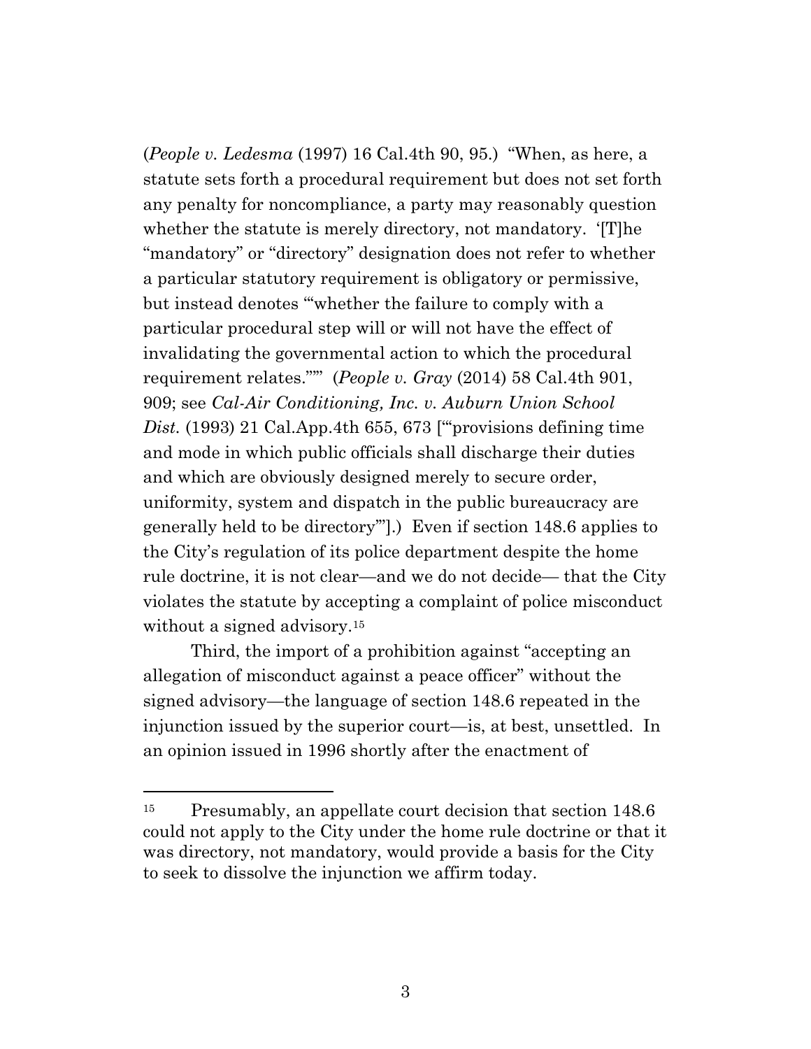(*People v. Ledesma* (1997) 16 Cal.4th 90, 95.) "When, as here, a statute sets forth a procedural requirement but does not set forth any penalty for noncompliance, a party may reasonably question whether the statute is merely directory, not mandatory. '[T]he "mandatory" or "directory" designation does not refer to whether a particular statutory requirement is obligatory or permissive, but instead denotes "'whether the failure to comply with a particular procedural step will or will not have the effect of invalidating the governmental action to which the procedural requirement relates.'"'" (*People v. Gray* (2014) 58 Cal.4th 901, 909; see *Cal-Air Conditioning, Inc. v. Auburn Union School Dist.* (1993) 21 Cal.App.4th 655, 673 ["'provisions defining time and mode in which public officials shall discharge their duties and which are obviously designed merely to secure order, uniformity, system and dispatch in the public bureaucracy are generally held to be directory'"].) Even if section 148.6 applies to the City's regulation of its police department despite the home rule doctrine, it is not clear—and we do not decide— that the City violates the statute by accepting a complaint of police misconduct without a signed advisory.[15]

Third, the import of a prohibition against "accepting an allegation of misconduct against a peace officer" without the signed advisory—the language of section 148.6 repeated in the injunction issued by the superior court—is, at best, unsettled. In an opinion issued in 1996 shortly after the enactment of

---

[15] Presumably, an appellate court decision that section 148.6 could not apply to the City under the home rule doctrine or that it was directory, not mandatory, would provide a basis for the City to seek to dissolve the injunction we affirm today.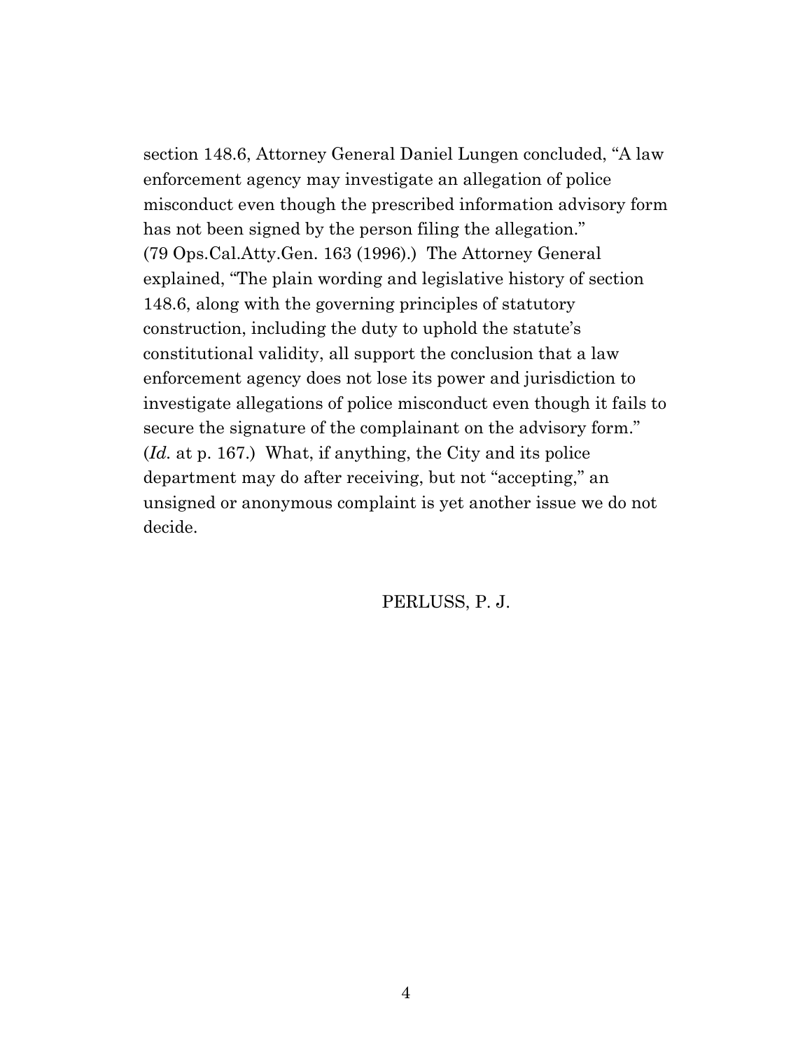section 148.6, Attorney General Daniel Lungen concluded, "A law enforcement agency may investigate an allegation of police misconduct even though the prescribed information advisory form has not been signed by the person filing the allegation." (79 Ops.Cal.Atty.Gen. 163 (1996).) The Attorney General explained, "The plain wording and legislative history of section 148.6, along with the governing principles of statutory construction, including the duty to uphold the statute's constitutional validity, all support the conclusion that a law enforcement agency does not lose its power and jurisdiction to investigate allegations of police misconduct even though it fails to secure the signature of the complainant on the advisory form." (*Id.* at p. 167.) What, if anything, the City and its police department may do after receiving, but not "accepting," an unsigned or anonymous complaint is yet another issue we do not decide.

PERLUSS, P. J.